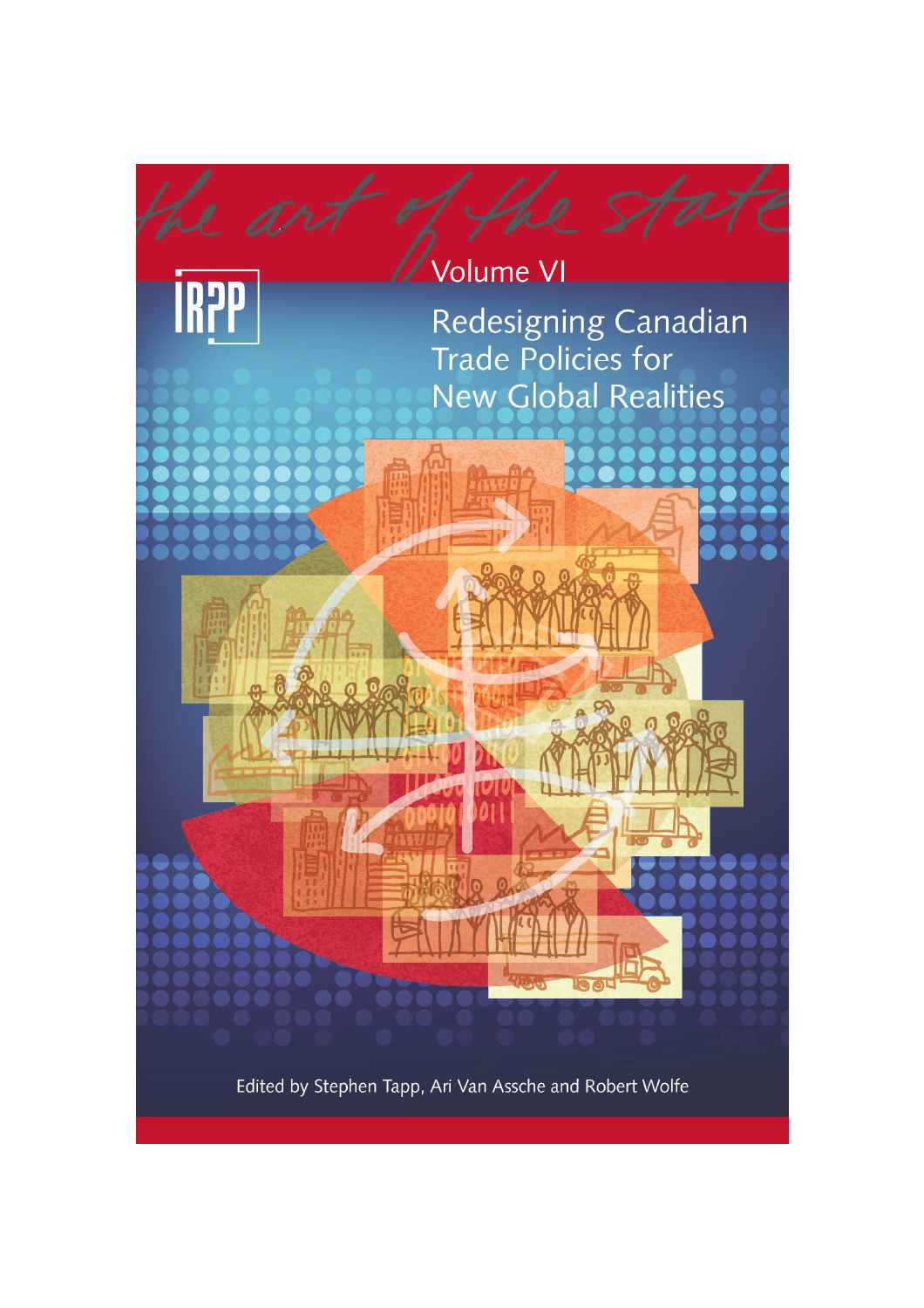the art of the state

IRPP

Volume VI

# Redesigning Canadian Trade Policies for New Global Realities

Edited by Stephen Tapp, Ari Van Assche and Robert Wolfe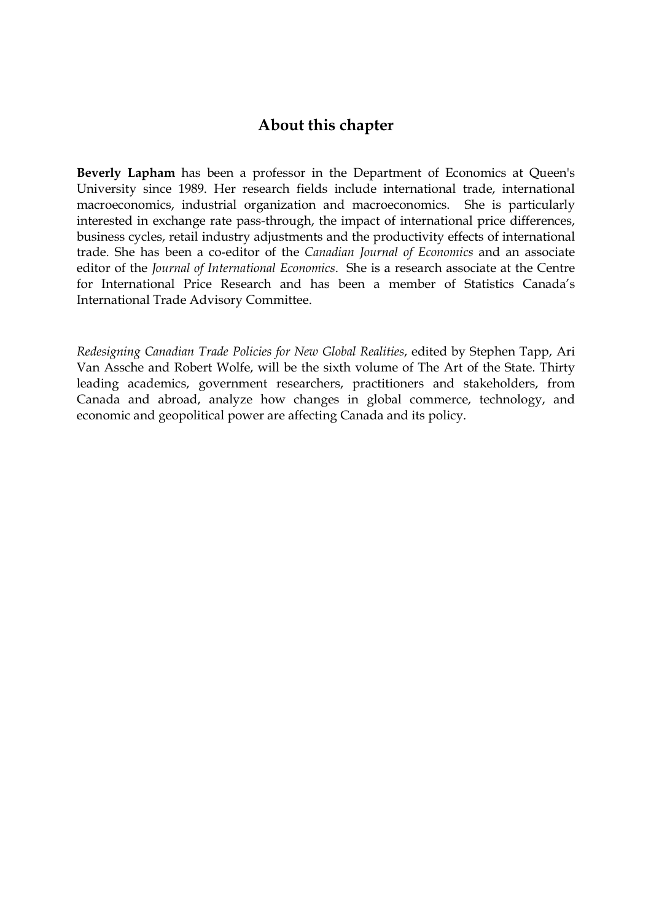## About this chapter

**Beverly Lapham** has been a professor in the Department of Economics at Queen's University since 1989. Her research fields include international trade, international macroeconomics, industrial organization and macroeconomics. She is particularly interested in exchange rate pass-through, the impact of international price differences, business cycles, retail industry adjustments and the productivity effects of international trade. She has been a co-editor of the *Canadian Journal of Economics* and an associate editor of the *Journal of International Economics*. She is a research associate at the Centre for International Price Research and has been a member of Statistics Canada's International Trade Advisory Committee.

*Redesigning Canadian Trade Policies for New Global Realities*, edited by Stephen Tapp, Ari Van Assche and Robert Wolfe, will be the sixth volume of The Art of the State. Thirty leading academics, government researchers, practitioners and stakeholders, from Canada and abroad, analyze how changes in global commerce, technology, and economic and geopolitical power are affecting Canada and its policy.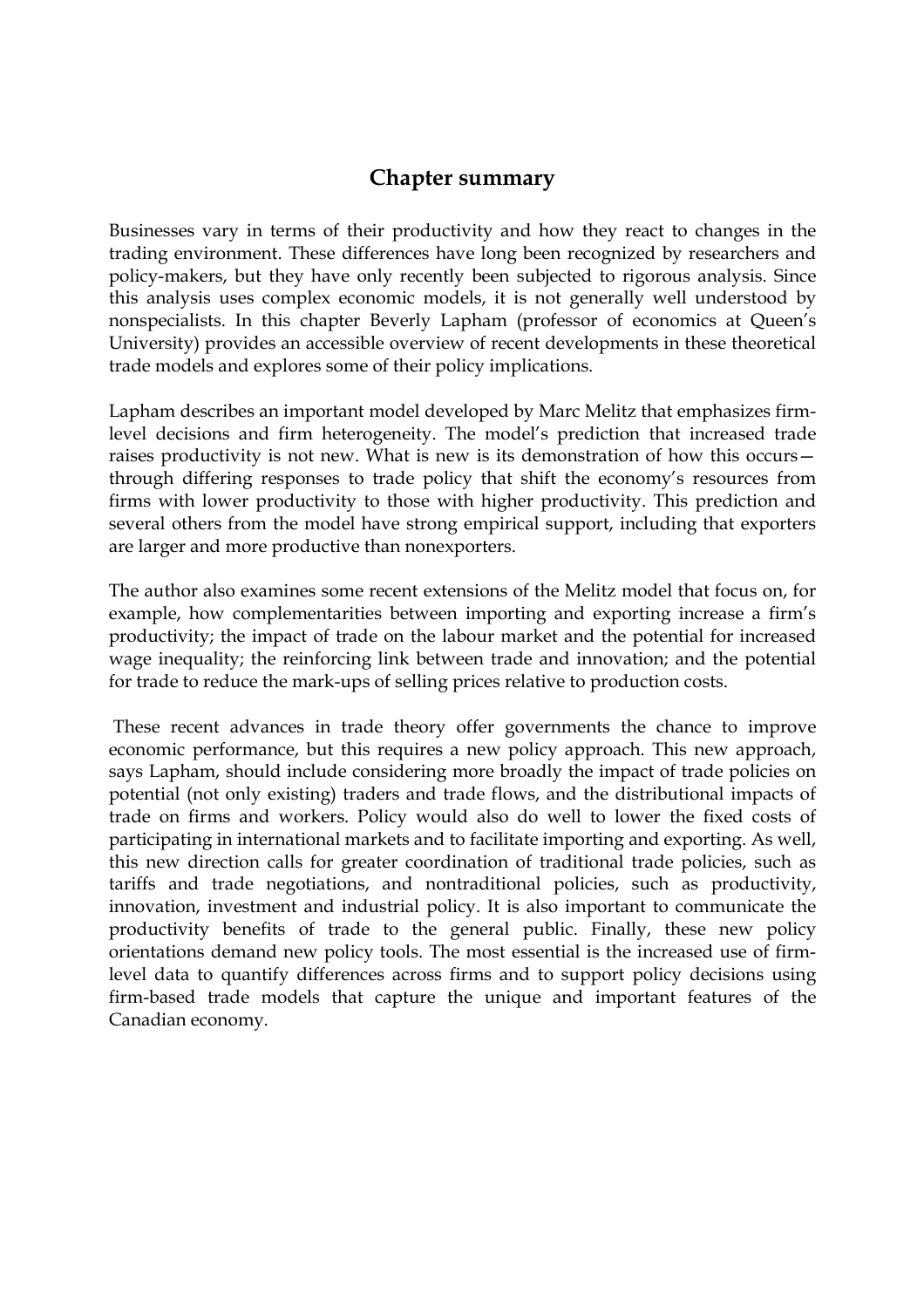## Chapter summary

Businesses vary in terms of their productivity and how they react to changes in the trading environment. These differences have long been recognized by researchers and policy-makers, but they have only recently been subjected to rigorous analysis. Since this analysis uses complex economic models, it is not generally well understood by nonspecialists. In this chapter Beverly Lapham (professor of economics at Queen's University) provides an accessible overview of recent developments in these theoretical trade models and explores some of their policy implications.

Lapham describes an important model developed by Marc Melitz that emphasizes firm-level decisions and firm heterogeneity. The model's prediction that increased trade raises productivity is not new. What is new is its demonstration of how this occurs—through differing responses to trade policy that shift the economy's resources from firms with lower productivity to those with higher productivity. This prediction and several others from the model have strong empirical support, including that exporters are larger and more productive than nonexporters.

The author also examines some recent extensions of the Melitz model that focus on, for example, how complementarities between importing and exporting increase a firm's productivity; the impact of trade on the labour market and the potential for increased wage inequality; the reinforcing link between trade and innovation; and the potential for trade to reduce the mark-ups of selling prices relative to production costs.

These recent advances in trade theory offer governments the chance to improve economic performance, but this requires a new policy approach. This new approach, says Lapham, should include considering more broadly the impact of trade policies on potential (not only existing) traders and trade flows, and the distributional impacts of trade on firms and workers. Policy would also do well to lower the fixed costs of participating in international markets and to facilitate importing and exporting. As well, this new direction calls for greater coordination of traditional trade policies, such as tariffs and trade negotiations, and nontraditional policies, such as productivity, innovation, investment and industrial policy. It is also important to communicate the productivity benefits of trade to the general public. Finally, these new policy orientations demand new policy tools. The most essential is the increased use of firm-level data to quantify differences across firms and to support policy decisions using firm-based trade models that capture the unique and important features of the Canadian economy.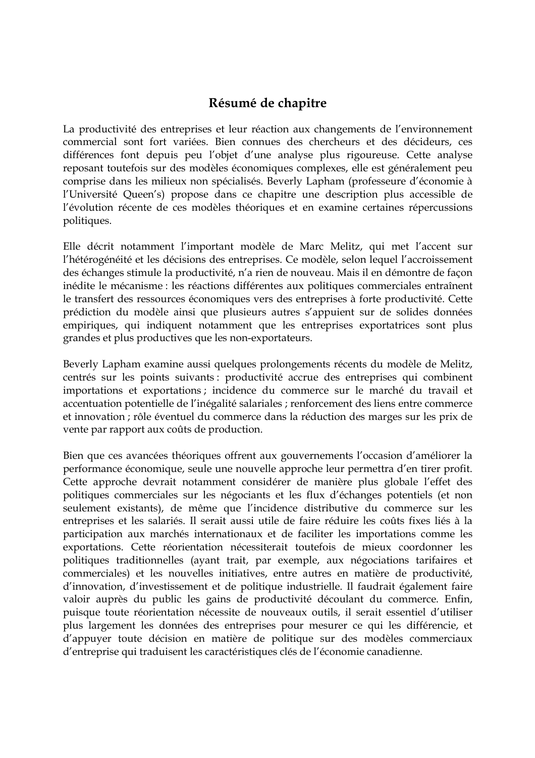## Résumé de chapitre

La productivité des entreprises et leur réaction aux changements de l'environnement commercial sont fort variées. Bien connues des chercheurs et des décideurs, ces différences font depuis peu l'objet d'une analyse plus rigoureuse. Cette analyse reposant toutefois sur des modèles économiques complexes, elle est généralement peu comprise dans les milieux non spécialisés. Beverly Lapham (professeure d'économie à l'Université Queen's) propose dans ce chapitre une description plus accessible de l'évolution récente de ces modèles théoriques et en examine certaines répercussions politiques.

Elle décrit notamment l'important modèle de Marc Melitz, qui met l'accent sur l'hétérogénéité et les décisions des entreprises. Ce modèle, selon lequel l'accroissement des échanges stimule la productivité, n'a rien de nouveau. Mais il en démontre de façon inédite le mécanisme : les réactions différentes aux politiques commerciales entraînent le transfert des ressources économiques vers des entreprises à forte productivité. Cette prédiction du modèle ainsi que plusieurs autres s'appuient sur de solides données empiriques, qui indiquent notamment que les entreprises exportatrices sont plus grandes et plus productives que les non-exportateurs.

Beverly Lapham examine aussi quelques prolongements récents du modèle de Melitz, centrés sur les points suivants : productivité accrue des entreprises qui combinent importations et exportations ; incidence du commerce sur le marché du travail et accentuation potentielle de l'inégalité salariales ; renforcement des liens entre commerce et innovation ; rôle éventuel du commerce dans la réduction des marges sur les prix de vente par rapport aux coûts de production.

Bien que ces avancées théoriques offrent aux gouvernements l'occasion d'améliorer la performance économique, seule une nouvelle approche leur permettra d'en tirer profit. Cette approche devrait notamment considérer de manière plus globale l'effet des politiques commerciales sur les négociants et les flux d'échanges potentiels (et non seulement existants), de même que l'incidence distributive du commerce sur les entreprises et les salariés. Il serait aussi utile de faire réduire les coûts fixes liés à la participation aux marchés internationaux et de faciliter les importations comme les exportations. Cette réorientation nécessiterait toutefois de mieux coordonner les politiques traditionnelles (ayant trait, par exemple, aux négociations tarifaires et commerciales) et les nouvelles initiatives, entre autres en matière de productivité, d'innovation, d'investissement et de politique industrielle. Il faudrait également faire valoir auprès du public les gains de productivité découlant du commerce. Enfin, puisque toute réorientation nécessite de nouveaux outils, il serait essentiel d'utiliser plus largement les données des entreprises pour mesurer ce qui les différencie, et d'appuyer toute décision en matière de politique sur des modèles commerciaux d'entreprise qui traduisent les caractéristiques clés de l'économie canadienne.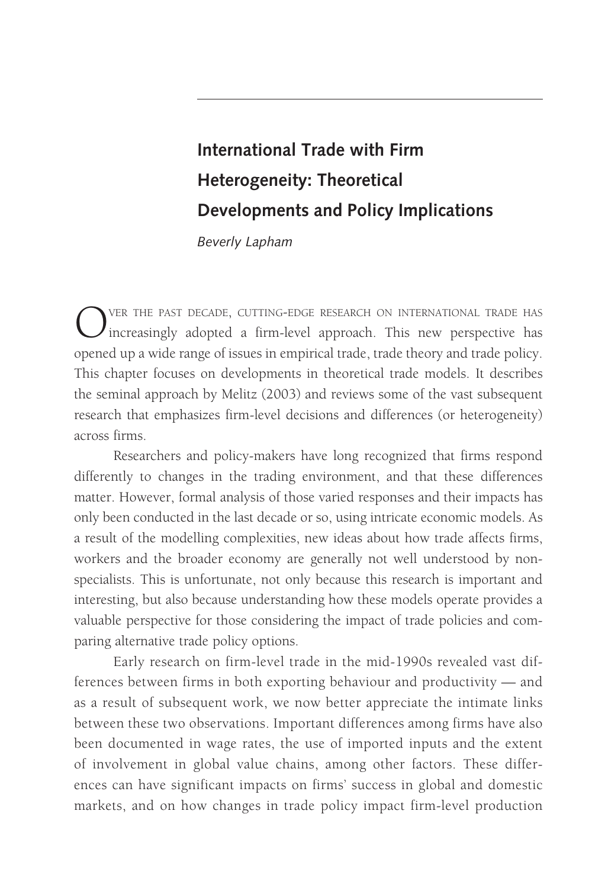# International Trade with Firm Heterogeneity: Theoretical Developments and Policy Implications

*Beverly Lapham*

Over the past decade, cutting-edge research on international trade has increasingly adopted a firm-level approach. This new perspective has opened up a wide range of issues in empirical trade, trade theory and trade policy. This chapter focuses on developments in theoretical trade models. It describes the seminal approach by Melitz (2003) and reviews some of the vast subsequent research that emphasizes firm-level decisions and differences (or heterogeneity) across firms.

Researchers and policy-makers have long recognized that firms respond differently to changes in the trading environment, and that these differences matter. However, formal analysis of those varied responses and their impacts has only been conducted in the last decade or so, using intricate economic models. As a result of the modelling complexities, new ideas about how trade affects firms, workers and the broader economy are generally not well understood by non-specialists. This is unfortunate, not only because this research is important and interesting, but also because understanding how these models operate provides a valuable perspective for those considering the impact of trade policies and comparing alternative trade policy options.

Early research on firm-level trade in the mid-1990s revealed vast differences between firms in both exporting behaviour and productivity — and as a result of subsequent work, we now better appreciate the intimate links between these two observations. Important differences among firms have also been documented in wage rates, the use of imported inputs and the extent of involvement in global value chains, among other factors. These differences can have significant impacts on firms' success in global and domestic markets, and on how changes in trade policy impact firm-level production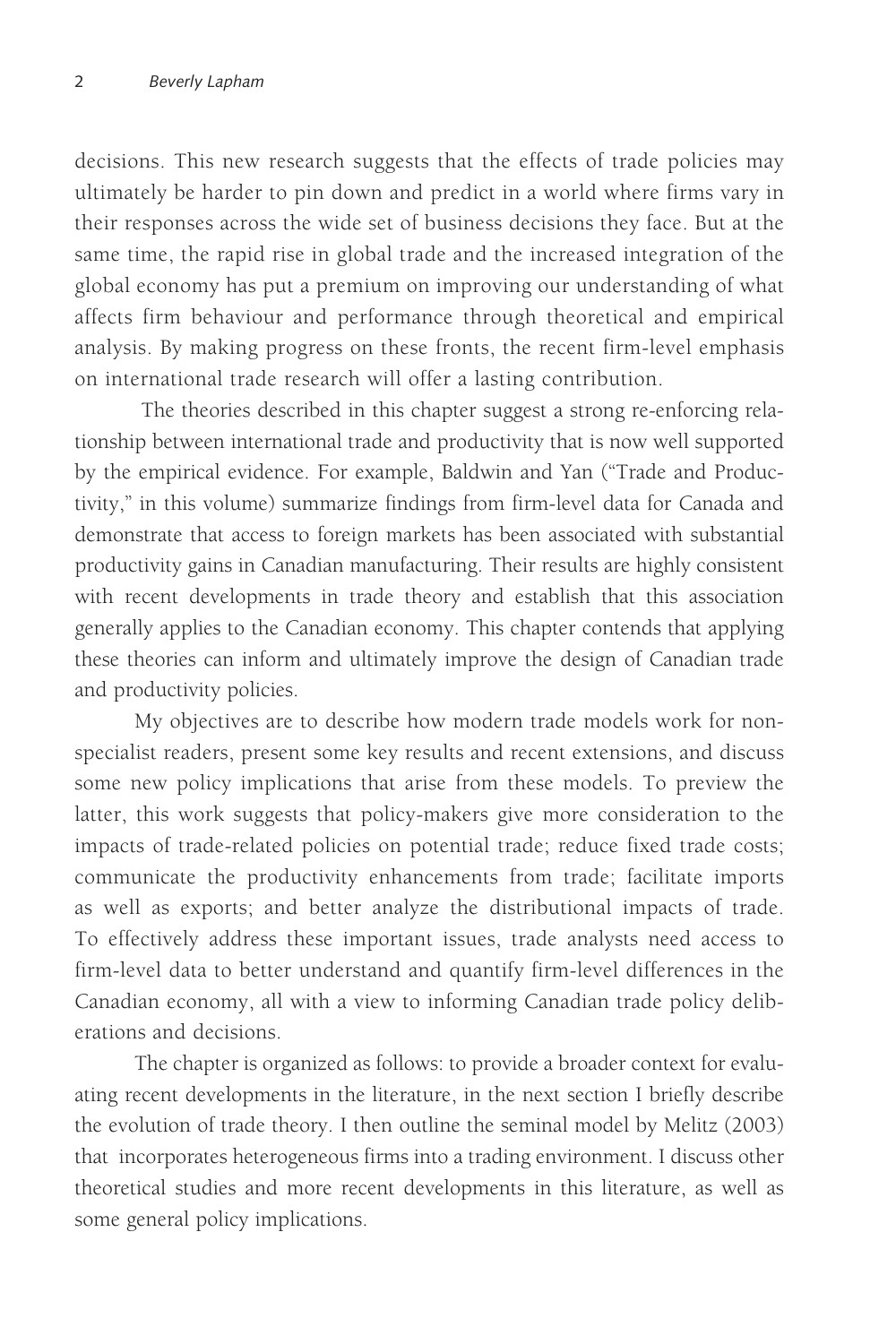decisions. This new research suggests that the effects of trade policies may ultimately be harder to pin down and predict in a world where firms vary in their responses across the wide set of business decisions they face. But at the same time, the rapid rise in global trade and the increased integration of the global economy has put a premium on improving our understanding of what affects firm behaviour and performance through theoretical and empirical analysis. By making progress on these fronts, the recent firm-level emphasis on international trade research will offer a lasting contribution.

The theories described in this chapter suggest a strong re-enforcing relationship between international trade and productivity that is now well supported by the empirical evidence. For example, Baldwin and Yan ("Trade and Productivity," in this volume) summarize findings from firm-level data for Canada and demonstrate that access to foreign markets has been associated with substantial productivity gains in Canadian manufacturing. Their results are highly consistent with recent developments in trade theory and establish that this association generally applies to the Canadian economy. This chapter contends that applying these theories can inform and ultimately improve the design of Canadian trade and productivity policies.

My objectives are to describe how modern trade models work for non-specialist readers, present some key results and recent extensions, and discuss some new policy implications that arise from these models. To preview the latter, this work suggests that policy-makers give more consideration to the impacts of trade-related policies on potential trade; reduce fixed trade costs; communicate the productivity enhancements from trade; facilitate imports as well as exports; and better analyze the distributional impacts of trade. To effectively address these important issues, trade analysts need access to firm-level data to better understand and quantify firm-level differences in the Canadian economy, all with a view to informing Canadian trade policy deliberations and decisions.

The chapter is organized as follows: to provide a broader context for evaluating recent developments in the literature, in the next section I briefly describe the evolution of trade theory. I then outline the seminal model by Melitz (2003) that incorporates heterogeneous firms into a trading environment. I discuss other theoretical studies and more recent developments in this literature, as well as some general policy implications.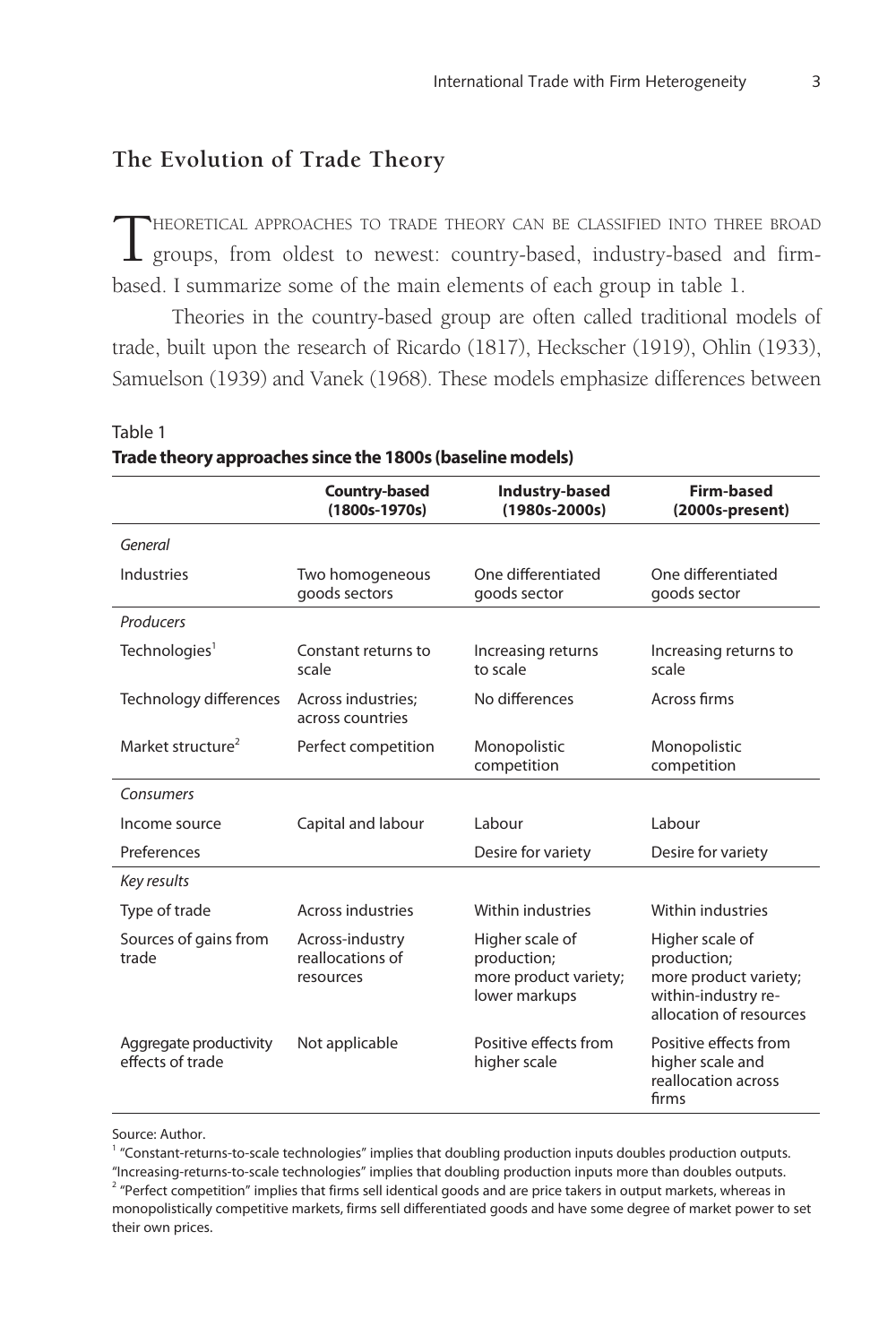## The Evolution of Trade Theory

THEORETICAL APPROACHES TO TRADE THEORY CAN BE CLASSIFIED INTO THREE BROAD groups, from oldest to newest: country-based, industry-based and firm-based. I summarize some of the main elements of each group in table 1.

Theories in the country-based group are often called traditional models of trade, built upon the research of Ricardo (1817), Heckscher (1919), Ohlin (1933), Samuelson (1939) and Vanek (1968). These models emphasize differences between

Table 1
**Trade theory approaches since the 1800s (baseline models)**

| | Country-based (1800s-1970s) | Industry-based (1980s-2000s) | Firm-based (2000s-present) |
|---|---|---|---|
| *General* | | | |
| Industries | Two homogeneous goods sectors | One differentiated goods sector | One differentiated goods sector |
| *Producers* | | | |
| Technologies[1] | Constant returns to scale | Increasing returns to scale | Increasing returns to scale |
| Technology differences | Across industries; across countries | No differences | Across firms |
| Market structure[2] | Perfect competition | Monopolistic competition | Monopolistic competition |
| *Consumers* | | | |
| Income source | Capital and labour | Labour | Labour |
| Preferences | | Desire for variety | Desire for variety |
| *Key results* | | | |
| Type of trade | Across industries | Within industries | Within industries |
| Sources of gains from trade | Across-industry reallocations of resources | Higher scale of production; more product variety; lower markups | Higher scale of production; more product variety; within-industry re-allocation of resources |
| Aggregate productivity effects of trade | Not applicable | Positive effects from higher scale | Positive effects from higher scale and reallocation across firms |

Source: Author.

[1] "Constant-returns-to-scale technologies" implies that doubling production inputs doubles production outputs. "Increasing-returns-to-scale technologies" implies that doubling production inputs more than doubles outputs.

[2] "Perfect competition" implies that firms sell identical goods and are price takers in output markets, whereas in monopolistically competitive markets, firms sell differentiated goods and have some degree of market power to set their own prices.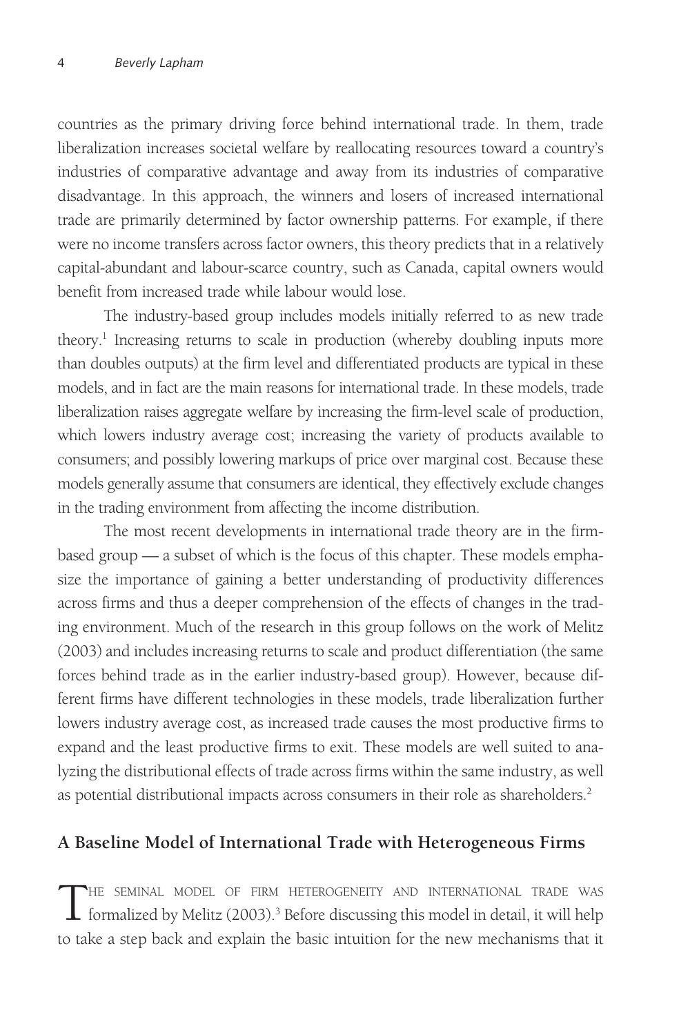countries as the primary driving force behind international trade. In them, trade liberalization increases societal welfare by reallocating resources toward a country's industries of comparative advantage and away from its industries of comparative disadvantage. In this approach, the winners and losers of increased international trade are primarily determined by factor ownership patterns. For example, if there were no income transfers across factor owners, this theory predicts that in a relatively capital-abundant and labour-scarce country, such as Canada, capital owners would benefit from increased trade while labour would lose.

The industry-based group includes models initially referred to as new trade theory.[1] Increasing returns to scale in production (whereby doubling inputs more than doubles outputs) at the firm level and differentiated products are typical in these models, and in fact are the main reasons for international trade. In these models, trade liberalization raises aggregate welfare by increasing the firm-level scale of production, which lowers industry average cost; increasing the variety of products available to consumers; and possibly lowering markups of price over marginal cost. Because these models generally assume that consumers are identical, they effectively exclude changes in the trading environment from affecting the income distribution.

The most recent developments in international trade theory are in the firm-based group — a subset of which is the focus of this chapter. These models emphasize the importance of gaining a better understanding of productivity differences across firms and thus a deeper comprehension of the effects of changes in the trading environment. Much of the research in this group follows on the work of Melitz (2003) and includes increasing returns to scale and product differentiation (the same forces behind trade as in the earlier industry-based group). However, because different firms have different technologies in these models, trade liberalization further lowers industry average cost, as increased trade causes the most productive firms to expand and the least productive firms to exit. These models are well suited to analyzing the distributional effects of trade across firms within the same industry, as well as potential distributional impacts across consumers in their role as shareholders.[2]

## A Baseline Model of International Trade with Heterogeneous Firms

The seminal model of firm heterogeneity and international trade was formalized by Melitz (2003).[3] Before discussing this model in detail, it will help to take a step back and explain the basic intuition for the new mechanisms that it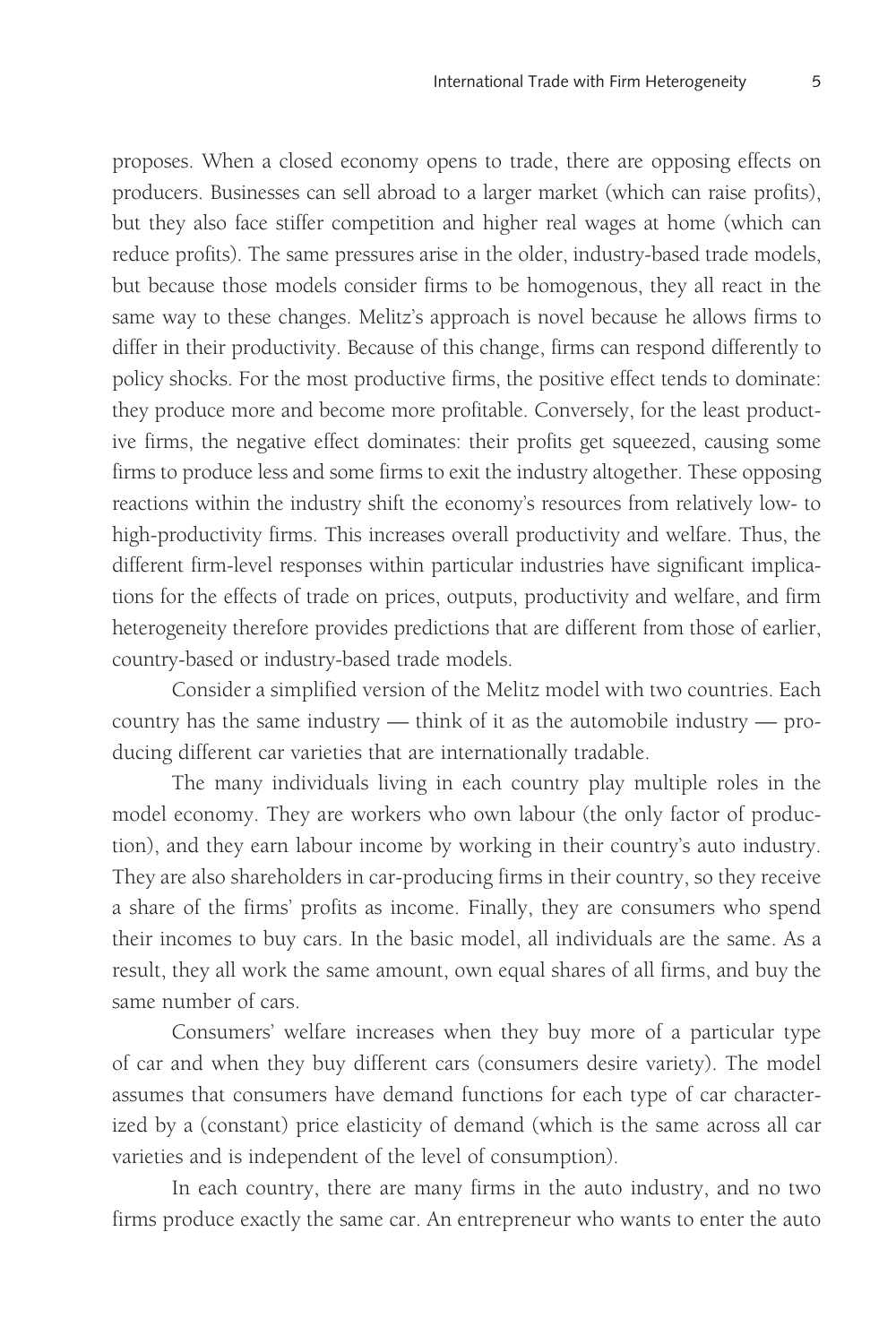proposes. When a closed economy opens to trade, there are opposing effects on producers. Businesses can sell abroad to a larger market (which can raise profits), but they also face stiffer competition and higher real wages at home (which can reduce profits). The same pressures arise in the older, industry-based trade models, but because those models consider firms to be homogenous, they all react in the same way to these changes. Melitz's approach is novel because he allows firms to differ in their productivity. Because of this change, firms can respond differently to policy shocks. For the most productive firms, the positive effect tends to dominate: they produce more and become more profitable. Conversely, for the least productive firms, the negative effect dominates: their profits get squeezed, causing some firms to produce less and some firms to exit the industry altogether. These opposing reactions within the industry shift the economy's resources from relatively low- to high-productivity firms. This increases overall productivity and welfare. Thus, the different firm-level responses within particular industries have significant implications for the effects of trade on prices, outputs, productivity and welfare, and firm heterogeneity therefore provides predictions that are different from those of earlier, country-based or industry-based trade models.

Consider a simplified version of the Melitz model with two countries. Each country has the same industry — think of it as the automobile industry — producing different car varieties that are internationally tradable.

The many individuals living in each country play multiple roles in the model economy. They are workers who own labour (the only factor of production), and they earn labour income by working in their country's auto industry. They are also shareholders in car-producing firms in their country, so they receive a share of the firms' profits as income. Finally, they are consumers who spend their incomes to buy cars. In the basic model, all individuals are the same. As a result, they all work the same amount, own equal shares of all firms, and buy the same number of cars.

Consumers' welfare increases when they buy more of a particular type of car and when they buy different cars (consumers desire variety). The model assumes that consumers have demand functions for each type of car characterized by a (constant) price elasticity of demand (which is the same across all car varieties and is independent of the level of consumption).

In each country, there are many firms in the auto industry, and no two firms produce exactly the same car. An entrepreneur who wants to enter the auto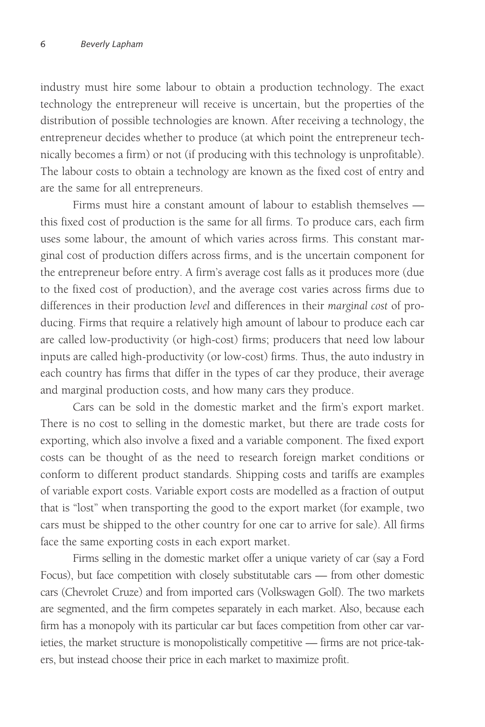industry must hire some labour to obtain a production technology. The exact technology the entrepreneur will receive is uncertain, but the properties of the distribution of possible technologies are known. After receiving a technology, the entrepreneur decides whether to produce (at which point the entrepreneur technically becomes a firm) or not (if producing with this technology is unprofitable). The labour costs to obtain a technology are known as the fixed cost of entry and are the same for all entrepreneurs.

Firms must hire a constant amount of labour to establish themselves — this fixed cost of production is the same for all firms. To produce cars, each firm uses some labour, the amount of which varies across firms. This constant marginal cost of production differs across firms, and is the uncertain component for the entrepreneur before entry. A firm's average cost falls as it produces more (due to the fixed cost of production), and the average cost varies across firms due to differences in their production *level* and differences in their *marginal cost* of producing. Firms that require a relatively high amount of labour to produce each car are called low-productivity (or high-cost) firms; producers that need low labour inputs are called high-productivity (or low-cost) firms. Thus, the auto industry in each country has firms that differ in the types of car they produce, their average and marginal production costs, and how many cars they produce.

Cars can be sold in the domestic market and the firm's export market. There is no cost to selling in the domestic market, but there are trade costs for exporting, which also involve a fixed and a variable component. The fixed export costs can be thought of as the need to research foreign market conditions or conform to different product standards. Shipping costs and tariffs are examples of variable export costs. Variable export costs are modelled as a fraction of output that is "lost" when transporting the good to the export market (for example, two cars must be shipped to the other country for one car to arrive for sale). All firms face the same exporting costs in each export market.

Firms selling in the domestic market offer a unique variety of car (say a Ford Focus), but face competition with closely substitutable cars — from other domestic cars (Chevrolet Cruze) and from imported cars (Volkswagen Golf). The two markets are segmented, and the firm competes separately in each market. Also, because each firm has a monopoly with its particular car but faces competition from other car varieties, the market structure is monopolistically competitive — firms are not price-takers, but instead choose their price in each market to maximize profit.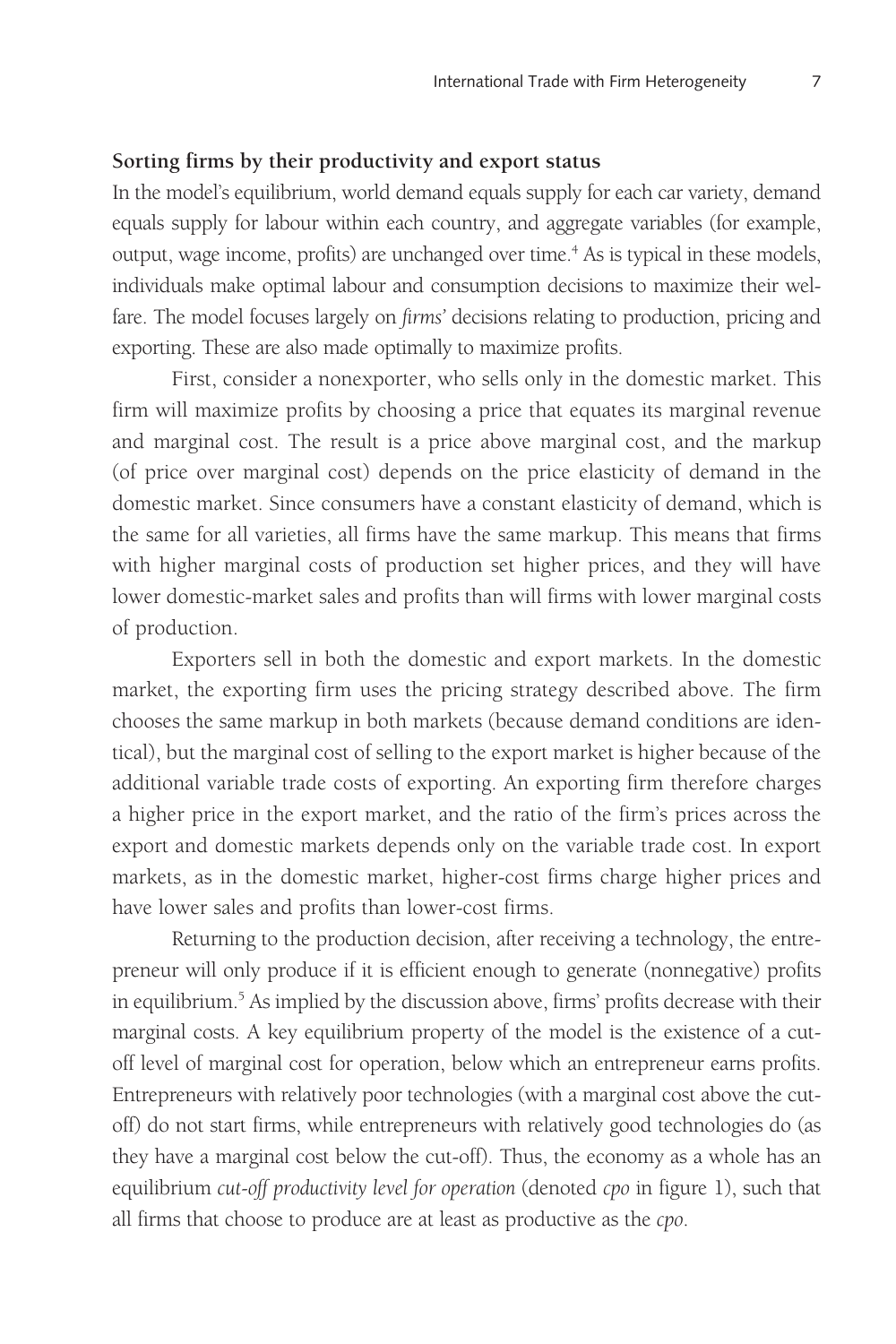### Sorting firms by their productivity and export status

In the model's equilibrium, world demand equals supply for each car variety, demand equals supply for labour within each country, and aggregate variables (for example, output, wage income, profits) are unchanged over time.[4] As is typical in these models, individuals make optimal labour and consumption decisions to maximize their welfare. The model focuses largely on *firms'* decisions relating to production, pricing and exporting. These are also made optimally to maximize profits.

First, consider a nonexporter, who sells only in the domestic market. This firm will maximize profits by choosing a price that equates its marginal revenue and marginal cost. The result is a price above marginal cost, and the markup (of price over marginal cost) depends on the price elasticity of demand in the domestic market. Since consumers have a constant elasticity of demand, which is the same for all varieties, all firms have the same markup. This means that firms with higher marginal costs of production set higher prices, and they will have lower domestic-market sales and profits than will firms with lower marginal costs of production.

Exporters sell in both the domestic and export markets. In the domestic market, the exporting firm uses the pricing strategy described above. The firm chooses the same markup in both markets (because demand conditions are identical), but the marginal cost of selling to the export market is higher because of the additional variable trade costs of exporting. An exporting firm therefore charges a higher price in the export market, and the ratio of the firm's prices across the export and domestic markets depends only on the variable trade cost. In export markets, as in the domestic market, higher-cost firms charge higher prices and have lower sales and profits than lower-cost firms.

Returning to the production decision, after receiving a technology, the entrepreneur will only produce if it is efficient enough to generate (nonnegative) profits in equilibrium.[5] As implied by the discussion above, firms' profits decrease with their marginal costs. A key equilibrium property of the model is the existence of a cut-off level of marginal cost for operation, below which an entrepreneur earns profits. Entrepreneurs with relatively poor technologies (with a marginal cost above the cut-off) do not start firms, while entrepreneurs with relatively good technologies do (as they have a marginal cost below the cut-off). Thus, the economy as a whole has an equilibrium *cut-off productivity level for operation* (denoted *cpo* in figure 1), such that all firms that choose to produce are at least as productive as the *cpo*.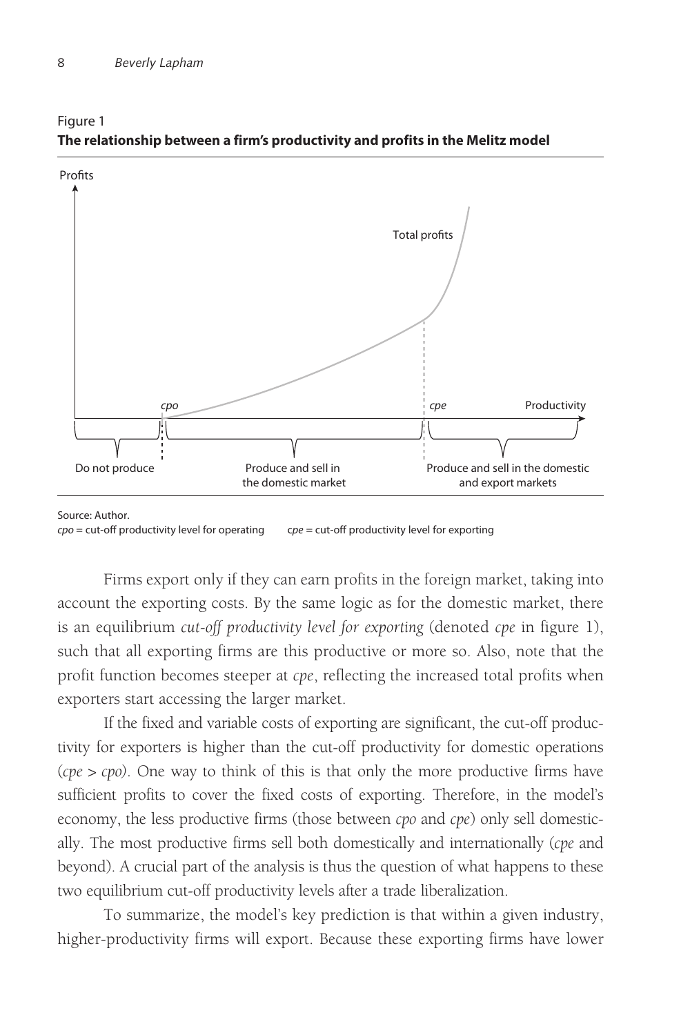Figure 1
**The relationship between a firm's productivity and profits in the Melitz model**

Profits

Total profits

*cpo*

*cpe*

Productivity

Do not produce

Produce and sell in the domestic market

Produce and sell in the domestic and export markets

Source: Author.
*cpo* = cut-off productivity level for operating *cpe* = cut-off productivity level for exporting

Firms export only if they can earn profits in the foreign market, taking into account the exporting costs. By the same logic as for the domestic market, there is an equilibrium *cut-off productivity level for exporting* (denoted *cpe* in figure 1), such that all exporting firms are this productive or more so. Also, note that the profit function becomes steeper at *cpe*, reflecting the increased total profits when exporters start accessing the larger market.

If the fixed and variable costs of exporting are significant, the cut-off productivity for exporters is higher than the cut-off productivity for domestic operations (*cpe* > *cpo*). One way to think of this is that only the more productive firms have sufficient profits to cover the fixed costs of exporting. Therefore, in the model's economy, the less productive firms (those between *cpo* and *cpe*) only sell domestically. The most productive firms sell both domestically and internationally (*cpe* and beyond). A crucial part of the analysis is thus the question of what happens to these two equilibrium cut-off productivity levels after a trade liberalization.

To summarize, the model's key prediction is that within a given industry, higher-productivity firms will export. Because these exporting firms have lower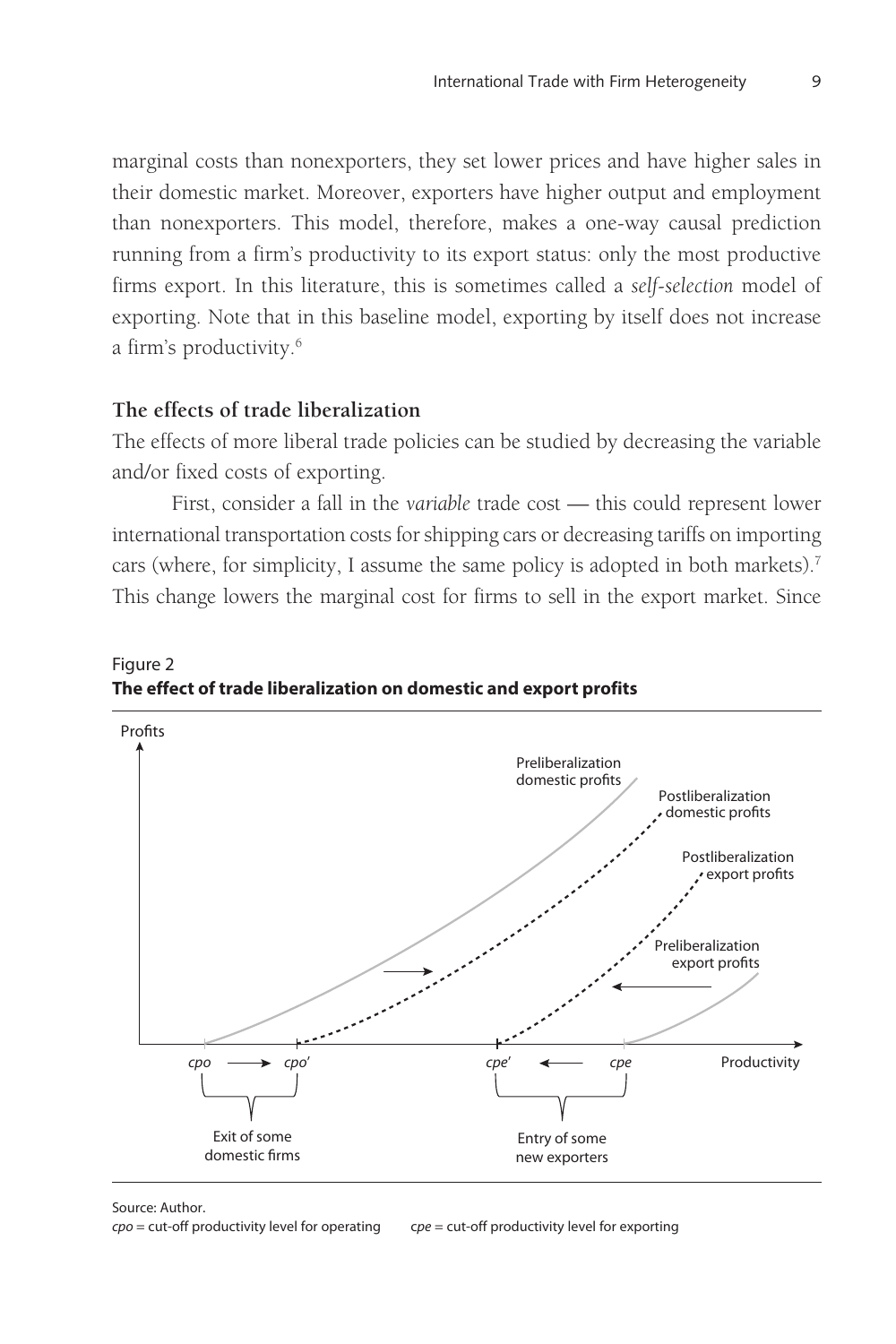marginal costs than nonexporters, they set lower prices and have higher sales in their domestic market. Moreover, exporters have higher output and employment than nonexporters. This model, therefore, makes a one-way causal prediction running from a firm's productivity to its export status: only the most productive firms export. In this literature, this is sometimes called a *self-selection* model of exporting. Note that in this baseline model, exporting by itself does not increase a firm's productivity.[6]

### The effects of trade liberalization

The effects of more liberal trade policies can be studied by decreasing the variable and/or fixed costs of exporting.

First, consider a fall in the *variable* trade cost — this could represent lower international transportation costs for shipping cars or decreasing tariffs on importing cars (where, for simplicity, I assume the same policy is adopted in both markets).[7] This change lowers the marginal cost for firms to sell in the export market. Since

Figure 2
**The effect of trade liberalization on domestic and export profits**

Profits

Preliberalization domestic profits

Postliberalization domestic profits

Postliberalization export profits

Preliberalization export profits

*cpo* → *cpo'*

*cpe'* ← *cpe*

Productivity

Exit of some domestic firms

Entry of some new exporters

Source: Author.
*cpo* = cut-off productivity level for operating   *cpe* = cut-off productivity level for exporting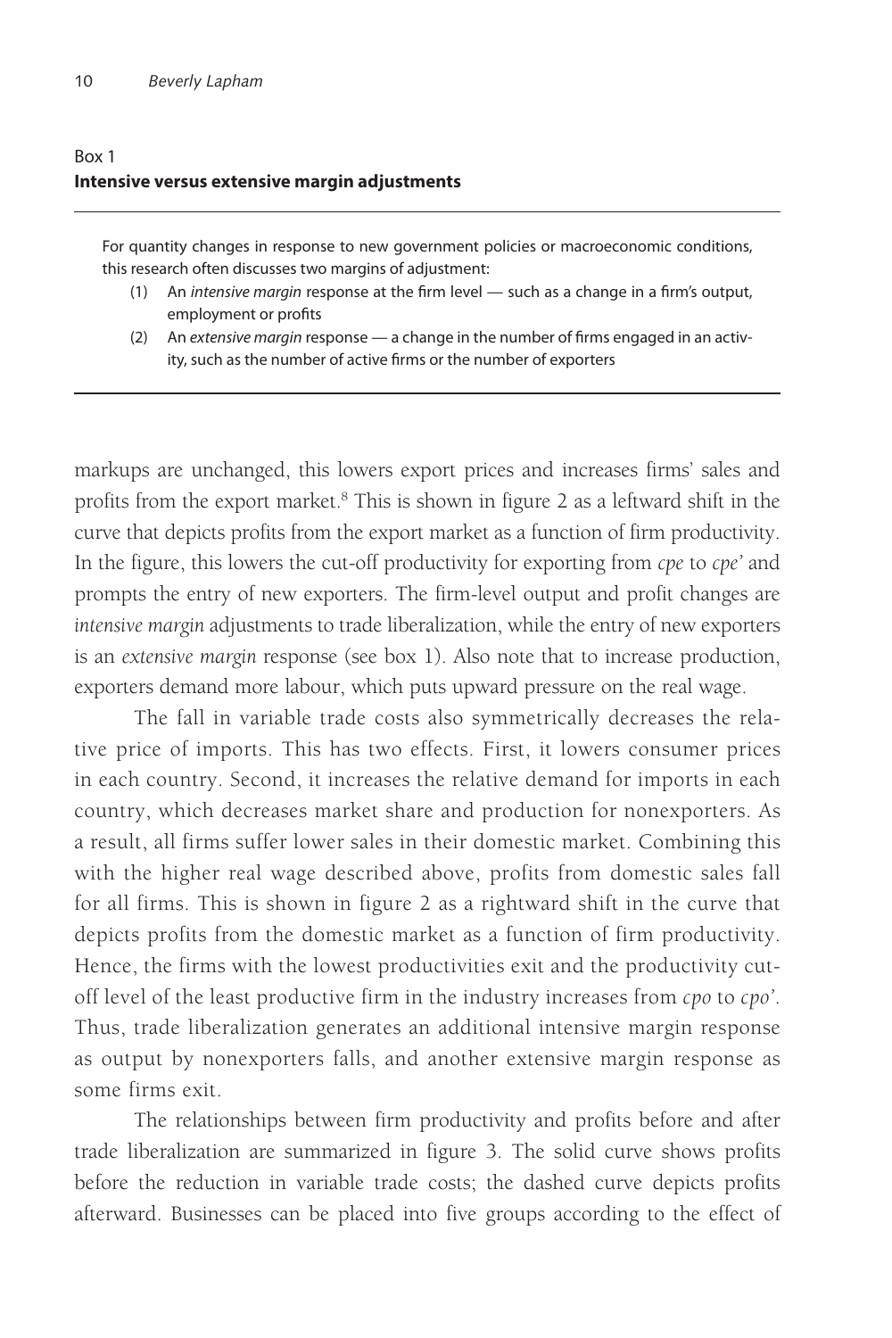Box 1
**Intensive versus extensive margin adjustments**

For quantity changes in response to new government policies or macroeconomic conditions, this research often discusses two margins of adjustment:

1. An *intensive margin* response at the firm level — such as a change in a firm's output, employment or profits
2. An *extensive margin* response — a change in the number of firms engaged in an activity, such as the number of active firms or the number of exporters

markups are unchanged, this lowers export prices and increases firms' sales and profits from the export market.[8] This is shown in figure 2 as a leftward shift in the curve that depicts profits from the export market as a function of firm productivity. In the figure, this lowers the cut-off productivity for exporting from *cpe* to *cpe'* and prompts the entry of new exporters. The firm-level output and profit changes are *intensive margin* adjustments to trade liberalization, while the entry of new exporters is an *extensive margin* response (see box 1). Also note that to increase production, exporters demand more labour, which puts upward pressure on the real wage.

The fall in variable trade costs also symmetrically decreases the relative price of imports. This has two effects. First, it lowers consumer prices in each country. Second, it increases the relative demand for imports in each country, which decreases market share and production for nonexporters. As a result, all firms suffer lower sales in their domestic market. Combining this with the higher real wage described above, profits from domestic sales fall for all firms. This is shown in figure 2 as a rightward shift in the curve that depicts profits from the domestic market as a function of firm productivity. Hence, the firms with the lowest productivities exit and the productivity cut-off level of the least productive firm in the industry increases from *cpo* to *cpo'*. Thus, trade liberalization generates an additional intensive margin response as output by nonexporters falls, and another extensive margin response as some firms exit.

The relationships between firm productivity and profits before and after trade liberalization are summarized in figure 3. The solid curve shows profits before the reduction in variable trade costs; the dashed curve depicts profits afterward. Businesses can be placed into five groups according to the effect of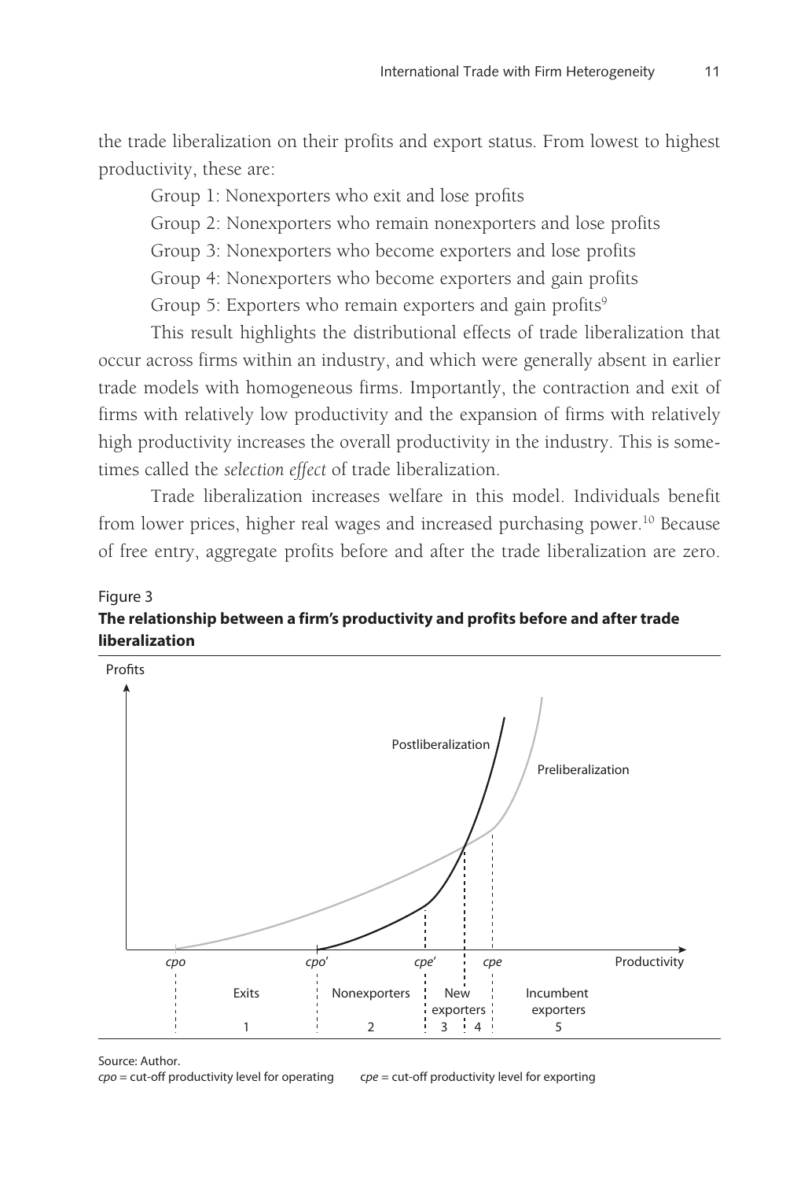the trade liberalization on their profits and export status. From lowest to highest productivity, these are:

Group 1: Nonexporters who exit and lose profits

Group 2: Nonexporters who remain nonexporters and lose profits

Group 3: Nonexporters who become exporters and lose profits

Group 4: Nonexporters who become exporters and gain profits

Group 5: Exporters who remain exporters and gain profits[9]

This result highlights the distributional effects of trade liberalization that occur across firms within an industry, and which were generally absent in earlier trade models with homogeneous firms. Importantly, the contraction and exit of firms with relatively low productivity and the expansion of firms with relatively high productivity increases the overall productivity in the industry. This is sometimes called the *selection effect* of trade liberalization.

Trade liberalization increases welfare in this model. Individuals benefit from lower prices, higher real wages and increased purchasing power.[10] Because of free entry, aggregate profits before and after the trade liberalization are zero.

Figure 3

**The relationship between a firm's productivity and profits before and after trade liberalization**

Profits

Postliberalization

Preliberalization

*cpo*, *cpo'*, *cpe'*, *cpe*, Productivity

Exits 1 | Nonexporters 2 | New exporters 3 4 | Incumbent exporters 5

Source: Author.

*cpo* = cut-off productivity level for operating  *cpe* = cut-off productivity level for exporting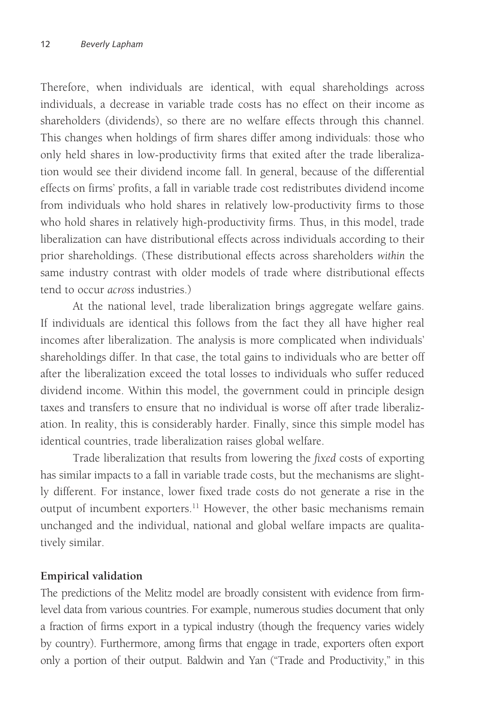Therefore, when individuals are identical, with equal shareholdings across individuals, a decrease in variable trade costs has no effect on their income as shareholders (dividends), so there are no welfare effects through this channel. This changes when holdings of firm shares differ among individuals: those who only held shares in low-productivity firms that exited after the trade liberalization would see their dividend income fall. In general, because of the differential effects on firms' profits, a fall in variable trade cost redistributes dividend income from individuals who hold shares in relatively low-productivity firms to those who hold shares in relatively high-productivity firms. Thus, in this model, trade liberalization can have distributional effects across individuals according to their prior shareholdings. (These distributional effects across shareholders *within* the same industry contrast with older models of trade where distributional effects tend to occur *across* industries.)

At the national level, trade liberalization brings aggregate welfare gains. If individuals are identical this follows from the fact they all have higher real incomes after liberalization. The analysis is more complicated when individuals' shareholdings differ. In that case, the total gains to individuals who are better off after the liberalization exceed the total losses to individuals who suffer reduced dividend income. Within this model, the government could in principle design taxes and transfers to ensure that no individual is worse off after trade liberalization. In reality, this is considerably harder. Finally, since this simple model has identical countries, trade liberalization raises global welfare.

Trade liberalization that results from lowering the *fixed* costs of exporting has similar impacts to a fall in variable trade costs, but the mechanisms are slightly different. For instance, lower fixed trade costs do not generate a rise in the output of incumbent exporters.[11] However, the other basic mechanisms remain unchanged and the individual, national and global welfare impacts are qualitatively similar.

**Empirical validation**

The predictions of the Melitz model are broadly consistent with evidence from firm-level data from various countries. For example, numerous studies document that only a fraction of firms export in a typical industry (though the frequency varies widely by country). Furthermore, among firms that engage in trade, exporters often export only a portion of their output. Baldwin and Yan ("Trade and Productivity," in this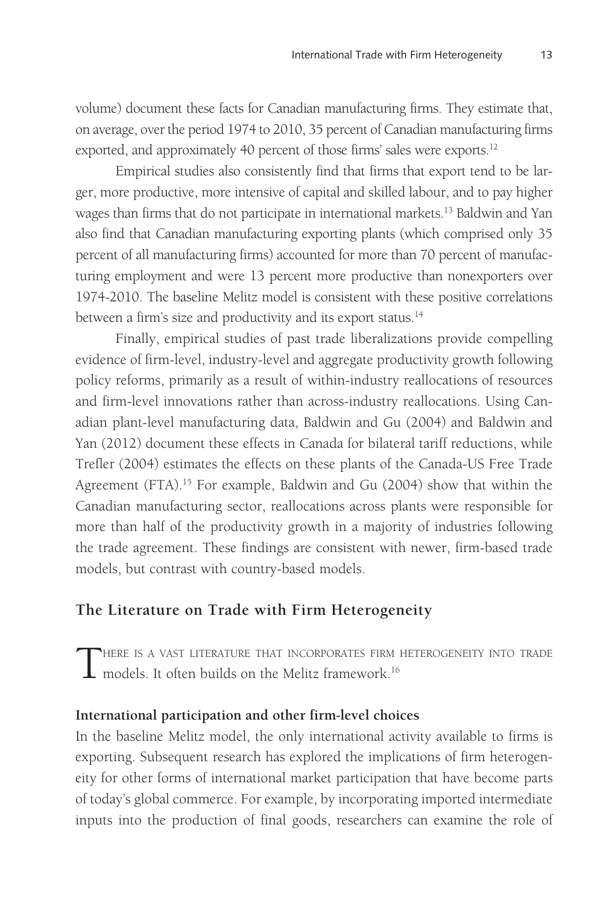volume) document these facts for Canadian manufacturing firms. They estimate that, on average, over the period 1974 to 2010, 35 percent of Canadian manufacturing firms exported, and approximately 40 percent of those firms' sales were exports.[12]

Empirical studies also consistently find that firms that export tend to be larger, more productive, more intensive of capital and skilled labour, and to pay higher wages than firms that do not participate in international markets.[13] Baldwin and Yan also find that Canadian manufacturing exporting plants (which comprised only 35 percent of all manufacturing firms) accounted for more than 70 percent of manufacturing employment and were 13 percent more productive than nonexporters over 1974-2010. The baseline Melitz model is consistent with these positive correlations between a firm's size and productivity and its export status.[14]

Finally, empirical studies of past trade liberalizations provide compelling evidence of firm-level, industry-level and aggregate productivity growth following policy reforms, primarily as a result of within-industry reallocations of resources and firm-level innovations rather than across-industry reallocations. Using Canadian plant-level manufacturing data, Baldwin and Gu (2004) and Baldwin and Yan (2012) document these effects in Canada for bilateral tariff reductions, while Trefler (2004) estimates the effects on these plants of the Canada-US Free Trade Agreement (FTA).[15] For example, Baldwin and Gu (2004) show that within the Canadian manufacturing sector, reallocations across plants were responsible for more than half of the productivity growth in a majority of industries following the trade agreement. These findings are consistent with newer, firm-based trade models, but contrast with country-based models.

## The Literature on Trade with Firm Heterogeneity

There is a vast literature that incorporates firm heterogeneity into trade models. It often builds on the Melitz framework.[16]

### International participation and other firm-level choices

In the baseline Melitz model, the only international activity available to firms is exporting. Subsequent research has explored the implications of firm heterogeneity for other forms of international market participation that have become parts of today's global commerce. For example, by incorporating imported intermediate inputs into the production of final goods, researchers can examine the role of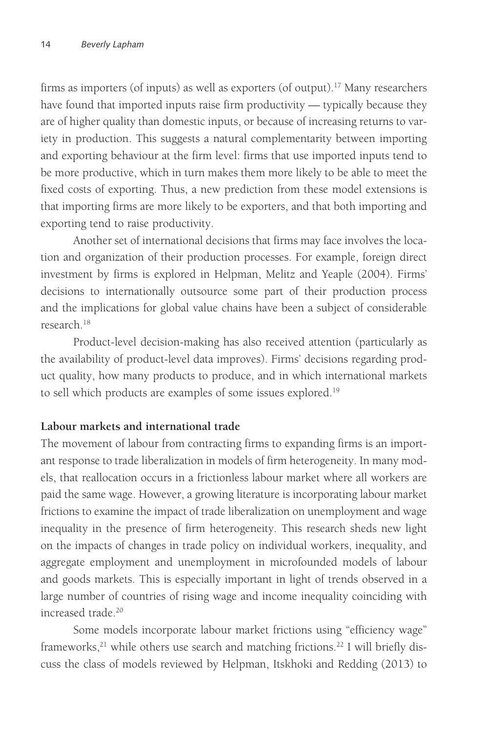firms as importers (of inputs) as well as exporters (of output).[17] Many researchers have found that imported inputs raise firm productivity — typically because they are of higher quality than domestic inputs, or because of increasing returns to variety in production. This suggests a natural complementarity between importing and exporting behaviour at the firm level: firms that use imported inputs tend to be more productive, which in turn makes them more likely to be able to meet the fixed costs of exporting. Thus, a new prediction from these model extensions is that importing firms are more likely to be exporters, and that both importing and exporting tend to raise productivity.

Another set of international decisions that firms may face involves the location and organization of their production processes. For example, foreign direct investment by firms is explored in Helpman, Melitz and Yeaple (2004). Firms' decisions to internationally outsource some part of their production process and the implications for global value chains have been a subject of considerable research.[18]

Product-level decision-making has also received attention (particularly as the availability of product-level data improves). Firms' decisions regarding product quality, how many products to produce, and in which international markets to sell which products are examples of some issues explored.[19]

**Labour markets and international trade**

The movement of labour from contracting firms to expanding firms is an important response to trade liberalization in models of firm heterogeneity. In many models, that reallocation occurs in a frictionless labour market where all workers are paid the same wage. However, a growing literature is incorporating labour market frictions to examine the impact of trade liberalization on unemployment and wage inequality in the presence of firm heterogeneity. This research sheds new light on the impacts of changes in trade policy on individual workers, inequality, and aggregate employment and unemployment in microfounded models of labour and goods markets. This is especially important in light of trends observed in a large number of countries of rising wage and income inequality coinciding with increased trade.[20]

Some models incorporate labour market frictions using "efficiency wage" frameworks,[21] while others use search and matching frictions.[22] I will briefly discuss the class of models reviewed by Helpman, Itskhoki and Redding (2013) to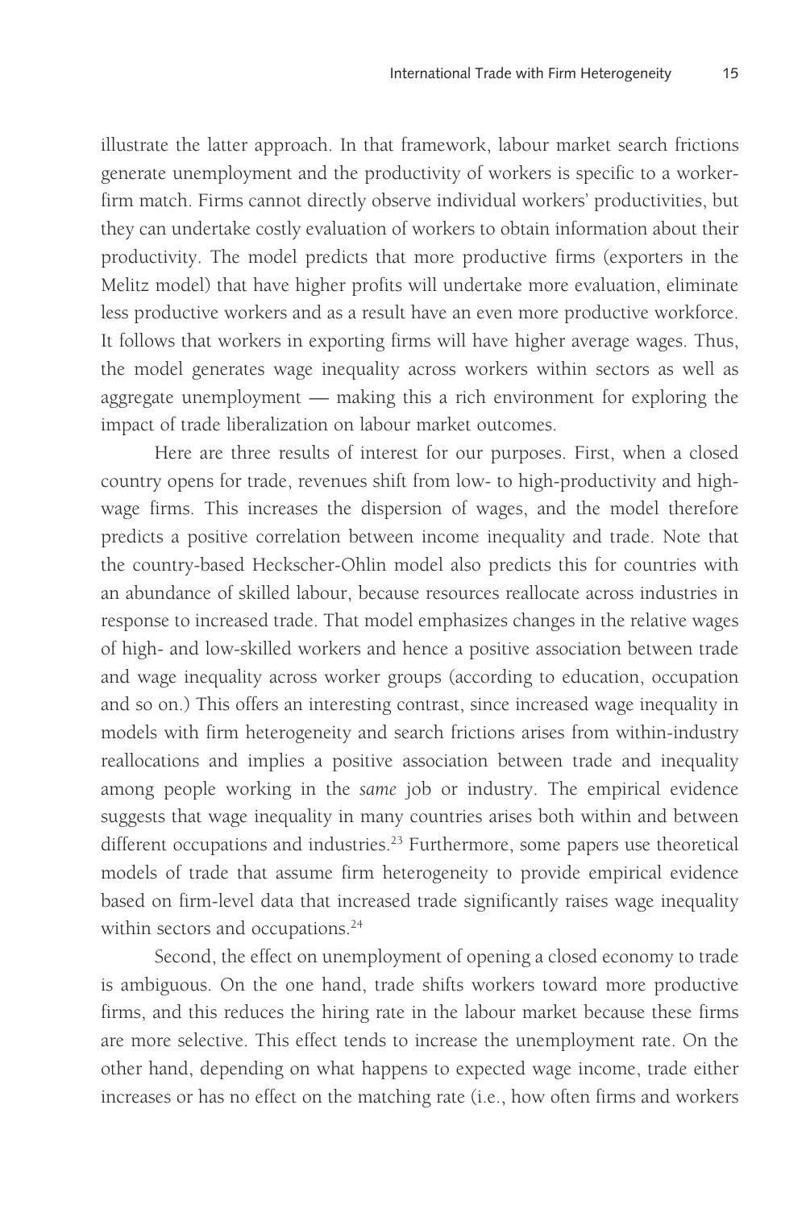illustrate the latter approach. In that framework, labour market search frictions generate unemployment and the productivity of workers is specific to a worker-firm match. Firms cannot directly observe individual workers' productivities, but they can undertake costly evaluation of workers to obtain information about their productivity. The model predicts that more productive firms (exporters in the Melitz model) that have higher profits will undertake more evaluation, eliminate less productive workers and as a result have an even more productive workforce. It follows that workers in exporting firms will have higher average wages. Thus, the model generates wage inequality across workers within sectors as well as aggregate unemployment — making this a rich environment for exploring the impact of trade liberalization on labour market outcomes.

Here are three results of interest for our purposes. First, when a closed country opens for trade, revenues shift from low- to high-productivity and high-wage firms. This increases the dispersion of wages, and the model therefore predicts a positive correlation between income inequality and trade. Note that the country-based Heckscher-Ohlin model also predicts this for countries with an abundance of skilled labour, because resources reallocate across industries in response to increased trade. That model emphasizes changes in the relative wages of high- and low-skilled workers and hence a positive association between trade and wage inequality across worker groups (according to education, occupation and so on.) This offers an interesting contrast, since increased wage inequality in models with firm heterogeneity and search frictions arises from within-industry reallocations and implies a positive association between trade and inequality among people working in the *same* job or industry. The empirical evidence suggests that wage inequality in many countries arises both within and between different occupations and industries.[23] Furthermore, some papers use theoretical models of trade that assume firm heterogeneity to provide empirical evidence based on firm-level data that increased trade significantly raises wage inequality within sectors and occupations.[24]

Second, the effect on unemployment of opening a closed economy to trade is ambiguous. On the one hand, trade shifts workers toward more productive firms, and this reduces the hiring rate in the labour market because these firms are more selective. This effect tends to increase the unemployment rate. On the other hand, depending on what happens to expected wage income, trade either increases or has no effect on the matching rate (i.e., how often firms and workers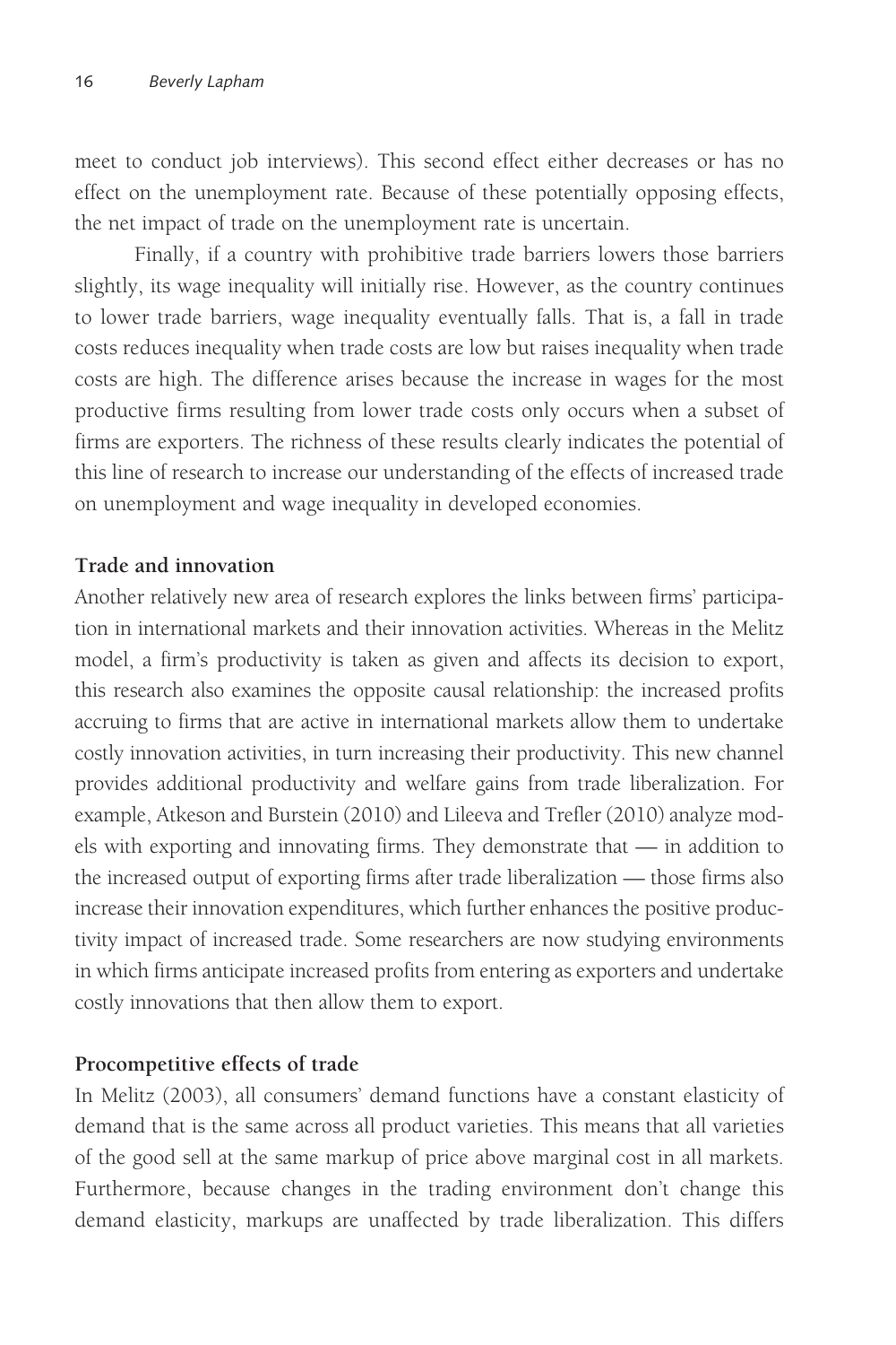meet to conduct job interviews). This second effect either decreases or has no effect on the unemployment rate. Because of these potentially opposing effects, the net impact of trade on the unemployment rate is uncertain.

Finally, if a country with prohibitive trade barriers lowers those barriers slightly, its wage inequality will initially rise. However, as the country continues to lower trade barriers, wage inequality eventually falls. That is, a fall in trade costs reduces inequality when trade costs are low but raises inequality when trade costs are high. The difference arises because the increase in wages for the most productive firms resulting from lower trade costs only occurs when a subset of firms are exporters. The richness of these results clearly indicates the potential of this line of research to increase our understanding of the effects of increased trade on unemployment and wage inequality in developed economies.

### Trade and innovation

Another relatively new area of research explores the links between firms' participation in international markets and their innovation activities. Whereas in the Melitz model, a firm's productivity is taken as given and affects its decision to export, this research also examines the opposite causal relationship: the increased profits accruing to firms that are active in international markets allow them to undertake costly innovation activities, in turn increasing their productivity. This new channel provides additional productivity and welfare gains from trade liberalization. For example, Atkeson and Burstein (2010) and Lileeva and Trefler (2010) analyze models with exporting and innovating firms. They demonstrate that — in addition to the increased output of exporting firms after trade liberalization — those firms also increase their innovation expenditures, which further enhances the positive productivity impact of increased trade. Some researchers are now studying environments in which firms anticipate increased profits from entering as exporters and undertake costly innovations that then allow them to export.

### Procompetitive effects of trade

In Melitz (2003), all consumers' demand functions have a constant elasticity of demand that is the same across all product varieties. This means that all varieties of the good sell at the same markup of price above marginal cost in all markets. Furthermore, because changes in the trading environment don't change this demand elasticity, markups are unaffected by trade liberalization. This differs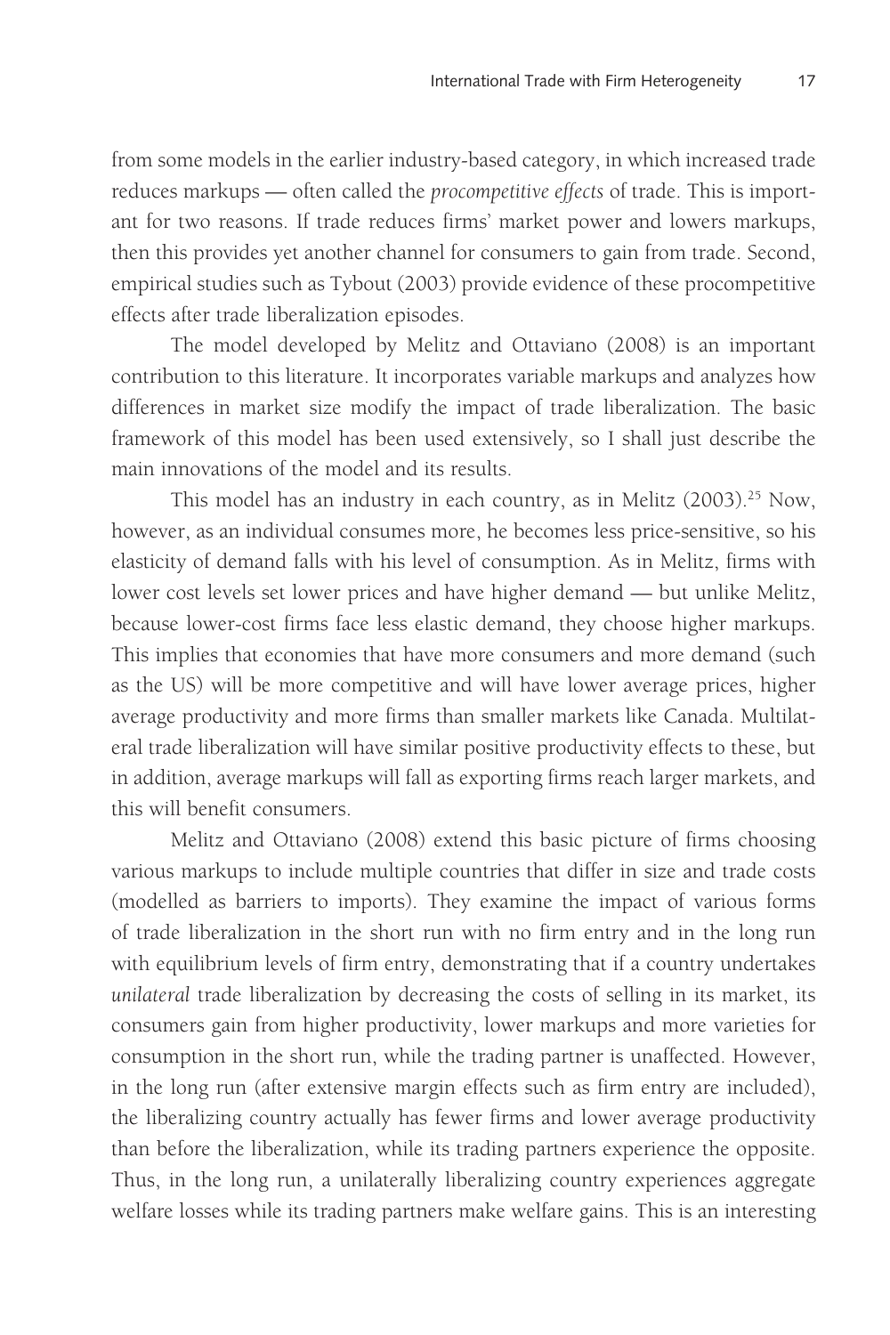from some models in the earlier industry-based category, in which increased trade reduces markups — often called the *procompetitive effects* of trade. This is important for two reasons. If trade reduces firms' market power and lowers markups, then this provides yet another channel for consumers to gain from trade. Second, empirical studies such as Tybout (2003) provide evidence of these procompetitive effects after trade liberalization episodes.

The model developed by Melitz and Ottaviano (2008) is an important contribution to this literature. It incorporates variable markups and analyzes how differences in market size modify the impact of trade liberalization. The basic framework of this model has been used extensively, so I shall just describe the main innovations of the model and its results.

This model has an industry in each country, as in Melitz (2003).[25] Now, however, as an individual consumes more, he becomes less price-sensitive, so his elasticity of demand falls with his level of consumption. As in Melitz, firms with lower cost levels set lower prices and have higher demand — but unlike Melitz, because lower-cost firms face less elastic demand, they choose higher markups. This implies that economies that have more consumers and more demand (such as the US) will be more competitive and will have lower average prices, higher average productivity and more firms than smaller markets like Canada. Multilateral trade liberalization will have similar positive productivity effects to these, but in addition, average markups will fall as exporting firms reach larger markets, and this will benefit consumers.

Melitz and Ottaviano (2008) extend this basic picture of firms choosing various markups to include multiple countries that differ in size and trade costs (modelled as barriers to imports). They examine the impact of various forms of trade liberalization in the short run with no firm entry and in the long run with equilibrium levels of firm entry, demonstrating that if a country undertakes *unilateral* trade liberalization by decreasing the costs of selling in its market, its consumers gain from higher productivity, lower markups and more varieties for consumption in the short run, while the trading partner is unaffected. However, in the long run (after extensive margin effects such as firm entry are included), the liberalizing country actually has fewer firms and lower average productivity than before the liberalization, while its trading partners experience the opposite. Thus, in the long run, a unilaterally liberalizing country experiences aggregate welfare losses while its trading partners make welfare gains. This is an interesting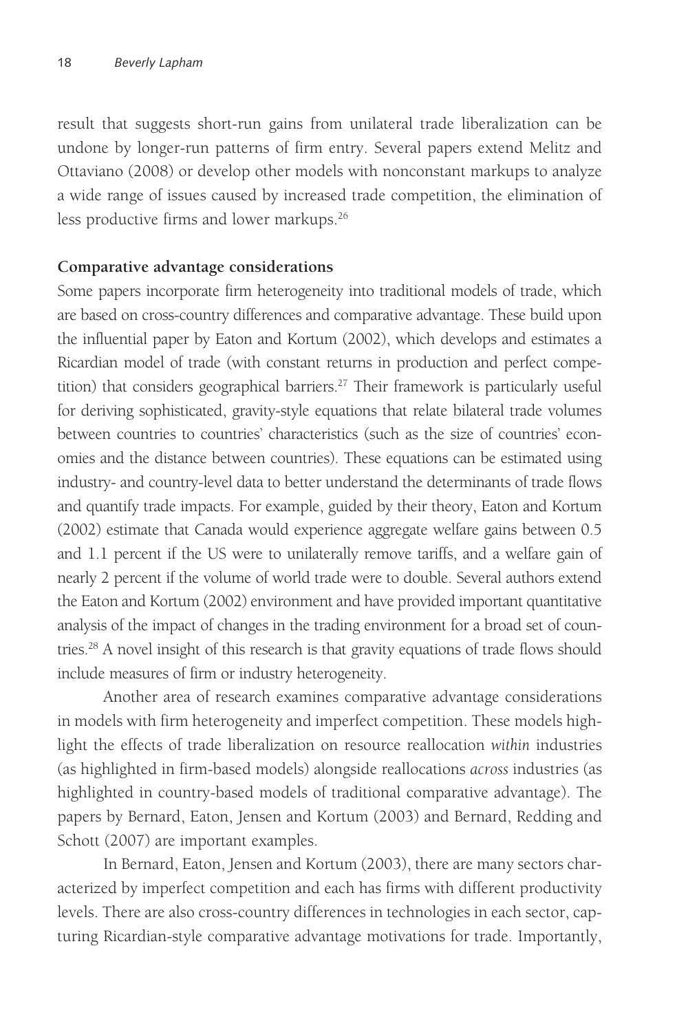result that suggests short-run gains from unilateral trade liberalization can be undone by longer-run patterns of firm entry. Several papers extend Melitz and Ottaviano (2008) or develop other models with nonconstant markups to analyze a wide range of issues caused by increased trade competition, the elimination of less productive firms and lower markups.[26]

**Comparative advantage considerations**

Some papers incorporate firm heterogeneity into traditional models of trade, which are based on cross-country differences and comparative advantage. These build upon the influential paper by Eaton and Kortum (2002), which develops and estimates a Ricardian model of trade (with constant returns in production and perfect competition) that considers geographical barriers.[27] Their framework is particularly useful for deriving sophisticated, gravity-style equations that relate bilateral trade volumes between countries to countries' characteristics (such as the size of countries' economies and the distance between countries). These equations can be estimated using industry- and country-level data to better understand the determinants of trade flows and quantify trade impacts. For example, guided by their theory, Eaton and Kortum (2002) estimate that Canada would experience aggregate welfare gains between 0.5 and 1.1 percent if the US were to unilaterally remove tariffs, and a welfare gain of nearly 2 percent if the volume of world trade were to double. Several authors extend the Eaton and Kortum (2002) environment and have provided important quantitative analysis of the impact of changes in the trading environment for a broad set of countries.[28] A novel insight of this research is that gravity equations of trade flows should include measures of firm or industry heterogeneity.

Another area of research examines comparative advantage considerations in models with firm heterogeneity and imperfect competition. These models highlight the effects of trade liberalization on resource reallocation *within* industries (as highlighted in firm-based models) alongside reallocations *across* industries (as highlighted in country-based models of traditional comparative advantage). The papers by Bernard, Eaton, Jensen and Kortum (2003) and Bernard, Redding and Schott (2007) are important examples.

In Bernard, Eaton, Jensen and Kortum (2003), there are many sectors characterized by imperfect competition and each has firms with different productivity levels. There are also cross-country differences in technologies in each sector, capturing Ricardian-style comparative advantage motivations for trade. Importantly,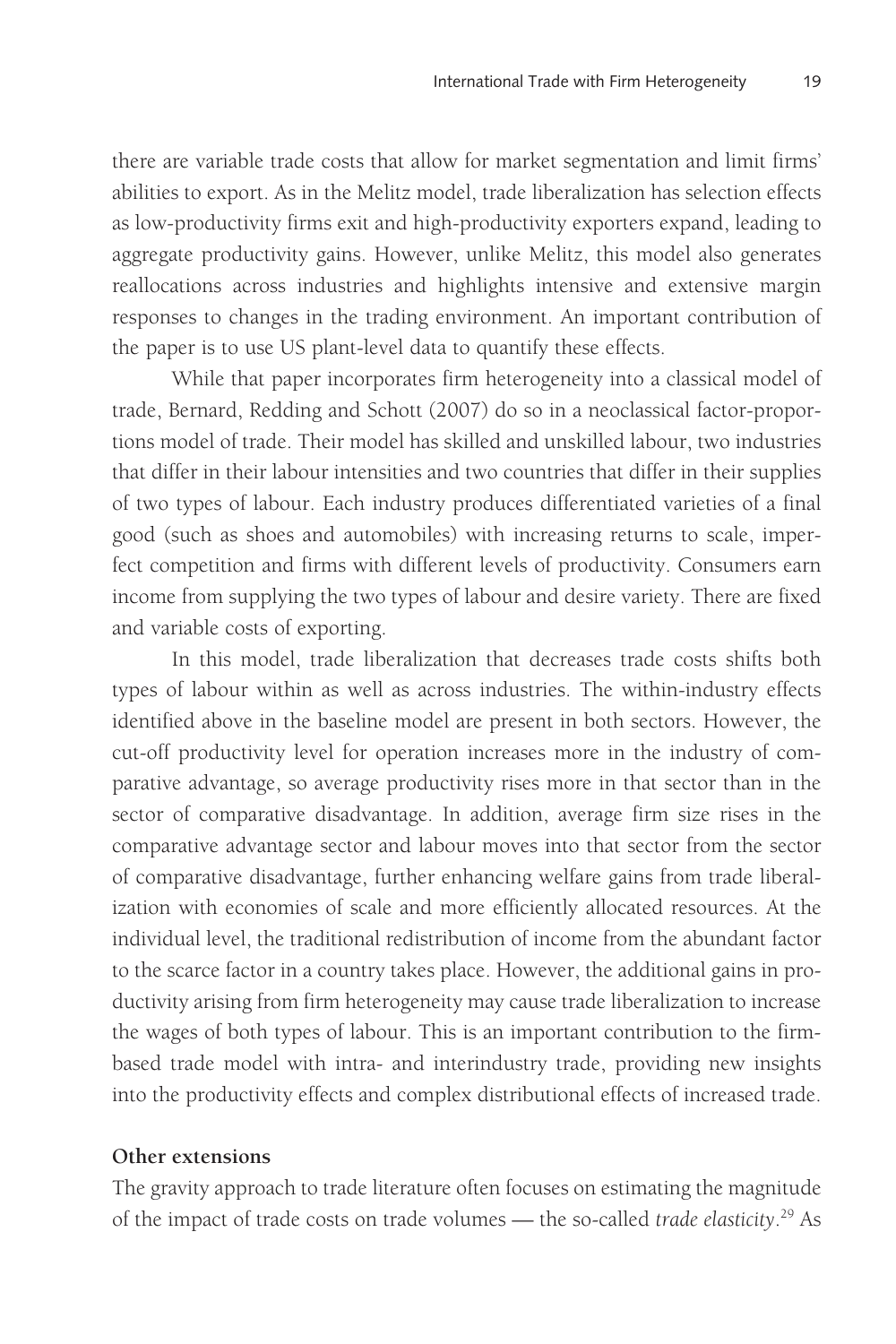there are variable trade costs that allow for market segmentation and limit firms' abilities to export. As in the Melitz model, trade liberalization has selection effects as low-productivity firms exit and high-productivity exporters expand, leading to aggregate productivity gains. However, unlike Melitz, this model also generates reallocations across industries and highlights intensive and extensive margin responses to changes in the trading environment. An important contribution of the paper is to use US plant-level data to quantify these effects.

While that paper incorporates firm heterogeneity into a classical model of trade, Bernard, Redding and Schott (2007) do so in a neoclassical factor-proportions model of trade. Their model has skilled and unskilled labour, two industries that differ in their labour intensities and two countries that differ in their supplies of two types of labour. Each industry produces differentiated varieties of a final good (such as shoes and automobiles) with increasing returns to scale, imperfect competition and firms with different levels of productivity. Consumers earn income from supplying the two types of labour and desire variety. There are fixed and variable costs of exporting.

In this model, trade liberalization that decreases trade costs shifts both types of labour within as well as across industries. The within-industry effects identified above in the baseline model are present in both sectors. However, the cut-off productivity level for operation increases more in the industry of comparative advantage, so average productivity rises more in that sector than in the sector of comparative disadvantage. In addition, average firm size rises in the comparative advantage sector and labour moves into that sector from the sector of comparative disadvantage, further enhancing welfare gains from trade liberalization with economies of scale and more efficiently allocated resources. At the individual level, the traditional redistribution of income from the abundant factor to the scarce factor in a country takes place. However, the additional gains in productivity arising from firm heterogeneity may cause trade liberalization to increase the wages of both types of labour. This is an important contribution to the firm-based trade model with intra- and interindustry trade, providing new insights into the productivity effects and complex distributional effects of increased trade.

**Other extensions**

The gravity approach to trade literature often focuses on estimating the magnitude of the impact of trade costs on trade volumes — the so-called *trade elasticity*.[29] As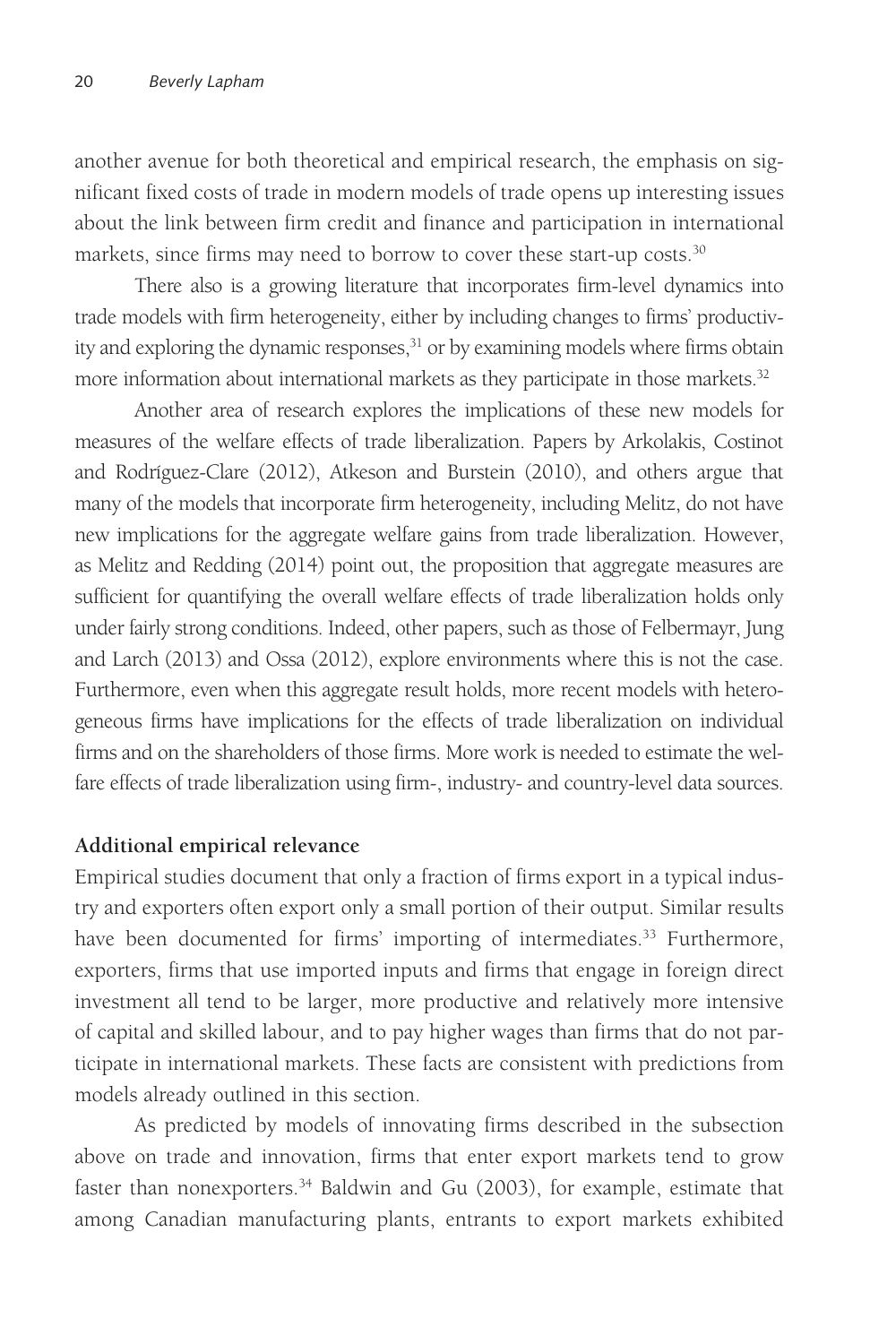another avenue for both theoretical and empirical research, the emphasis on significant fixed costs of trade in modern models of trade opens up interesting issues about the link between firm credit and finance and participation in international markets, since firms may need to borrow to cover these start-up costs.[30]

There also is a growing literature that incorporates firm-level dynamics into trade models with firm heterogeneity, either by including changes to firms' productivity and exploring the dynamic responses,[31] or by examining models where firms obtain more information about international markets as they participate in those markets.[32]

Another area of research explores the implications of these new models for measures of the welfare effects of trade liberalization. Papers by Arkolakis, Costinot and Rodríguez-Clare (2012), Atkeson and Burstein (2010), and others argue that many of the models that incorporate firm heterogeneity, including Melitz, do not have new implications for the aggregate welfare gains from trade liberalization. However, as Melitz and Redding (2014) point out, the proposition that aggregate measures are sufficient for quantifying the overall welfare effects of trade liberalization holds only under fairly strong conditions. Indeed, other papers, such as those of Felbermayr, Jung and Larch (2013) and Ossa (2012), explore environments where this is not the case. Furthermore, even when this aggregate result holds, more recent models with heterogeneous firms have implications for the effects of trade liberalization on individual firms and on the shareholders of those firms. More work is needed to estimate the welfare effects of trade liberalization using firm-, industry- and country-level data sources.

**Additional empirical relevance**

Empirical studies document that only a fraction of firms export in a typical industry and exporters often export only a small portion of their output. Similar results have been documented for firms' importing of intermediates.[33] Furthermore, exporters, firms that use imported inputs and firms that engage in foreign direct investment all tend to be larger, more productive and relatively more intensive of capital and skilled labour, and to pay higher wages than firms that do not participate in international markets. These facts are consistent with predictions from models already outlined in this section.

As predicted by models of innovating firms described in the subsection above on trade and innovation, firms that enter export markets tend to grow faster than nonexporters.[34] Baldwin and Gu (2003), for example, estimate that among Canadian manufacturing plants, entrants to export markets exhibited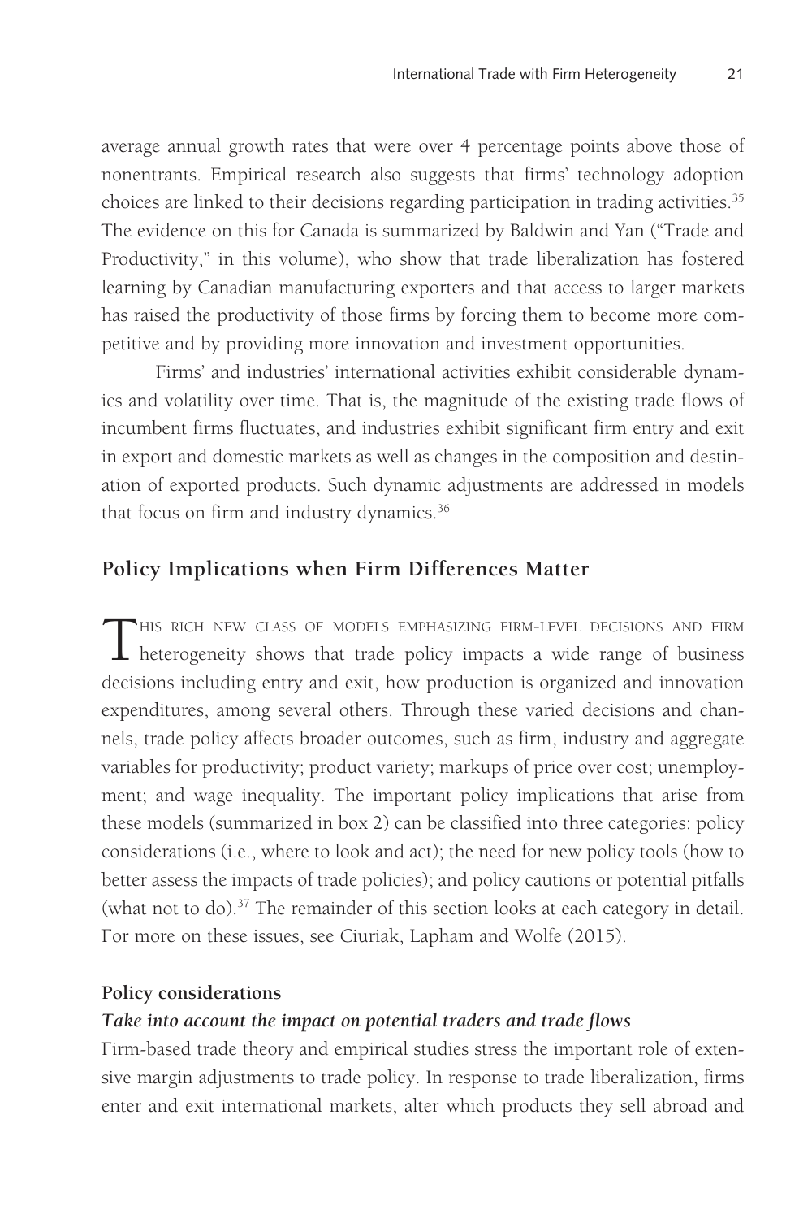average annual growth rates that were over 4 percentage points above those of nonentrants. Empirical research also suggests that firms' technology adoption choices are linked to their decisions regarding participation in trading activities.[35] The evidence on this for Canada is summarized by Baldwin and Yan ("Trade and Productivity," in this volume), who show that trade liberalization has fostered learning by Canadian manufacturing exporters and that access to larger markets has raised the productivity of those firms by forcing them to become more competitive and by providing more innovation and investment opportunities.

Firms' and industries' international activities exhibit considerable dynamics and volatility over time. That is, the magnitude of the existing trade flows of incumbent firms fluctuates, and industries exhibit significant firm entry and exit in export and domestic markets as well as changes in the composition and destination of exported products. Such dynamic adjustments are addressed in models that focus on firm and industry dynamics.[36]

## Policy Implications when Firm Differences Matter

This rich new class of models emphasizing firm-level decisions and firm heterogeneity shows that trade policy impacts a wide range of business decisions including entry and exit, how production is organized and innovation expenditures, among several others. Through these varied decisions and channels, trade policy affects broader outcomes, such as firm, industry and aggregate variables for productivity; product variety; markups of price over cost; unemployment; and wage inequality. The important policy implications that arise from these models (summarized in box 2) can be classified into three categories: policy considerations (i.e., where to look and act); the need for new policy tools (how to better assess the impacts of trade policies); and policy cautions or potential pitfalls (what not to do).[37] The remainder of this section looks at each category in detail. For more on these issues, see Ciuriak, Lapham and Wolfe (2015).

### Policy considerations

#### *Take into account the impact on potential traders and trade flows*

Firm-based trade theory and empirical studies stress the important role of extensive margin adjustments to trade policy. In response to trade liberalization, firms enter and exit international markets, alter which products they sell abroad and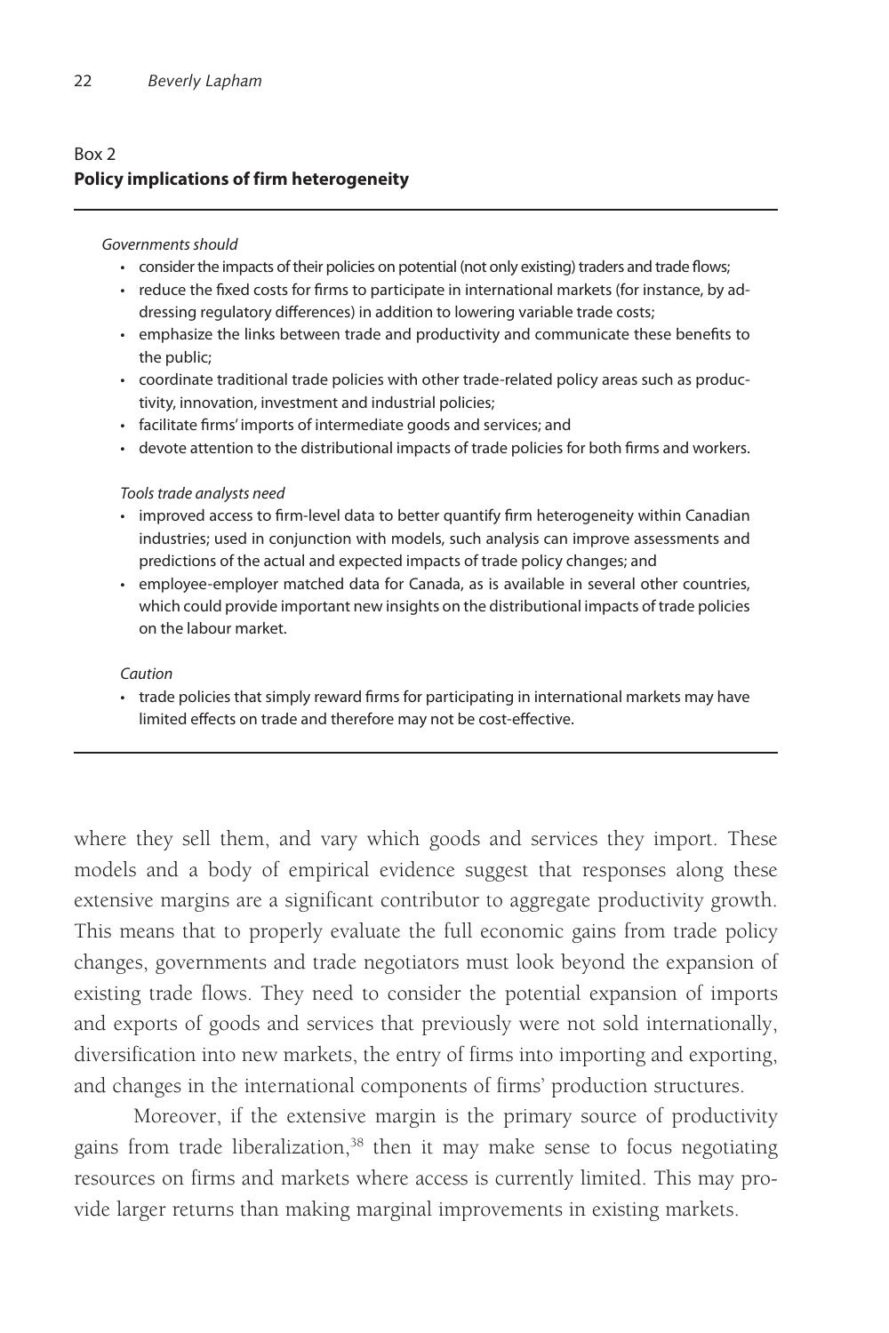Box 2

**Policy implications of firm heterogeneity**

*Governments should*

- consider the impacts of their policies on potential (not only existing) traders and trade flows;
- reduce the fixed costs for firms to participate in international markets (for instance, by addressing regulatory differences) in addition to lowering variable trade costs;
- emphasize the links between trade and productivity and communicate these benefits to the public;
- coordinate traditional trade policies with other trade-related policy areas such as productivity, innovation, investment and industrial policies;
- facilitate firms' imports of intermediate goods and services; and
- devote attention to the distributional impacts of trade policies for both firms and workers.

*Tools trade analysts need*

- improved access to firm-level data to better quantify firm heterogeneity within Canadian industries; used in conjunction with models, such analysis can improve assessments and predictions of the actual and expected impacts of trade policy changes; and
- employee-employer matched data for Canada, as is available in several other countries, which could provide important new insights on the distributional impacts of trade policies on the labour market.

*Caution*

- trade policies that simply reward firms for participating in international markets may have limited effects on trade and therefore may not be cost-effective.

---

where they sell them, and vary which goods and services they import. These models and a body of empirical evidence suggest that responses along these extensive margins are a significant contributor to aggregate productivity growth. This means that to properly evaluate the full economic gains from trade policy changes, governments and trade negotiators must look beyond the expansion of existing trade flows. They need to consider the potential expansion of imports and exports of goods and services that previously were not sold internationally, diversification into new markets, the entry of firms into importing and exporting, and changes in the international components of firms' production structures.

Moreover, if the extensive margin is the primary source of productivity gains from trade liberalization,[38] then it may make sense to focus negotiating resources on firms and markets where access is currently limited. This may provide larger returns than making marginal improvements in existing markets.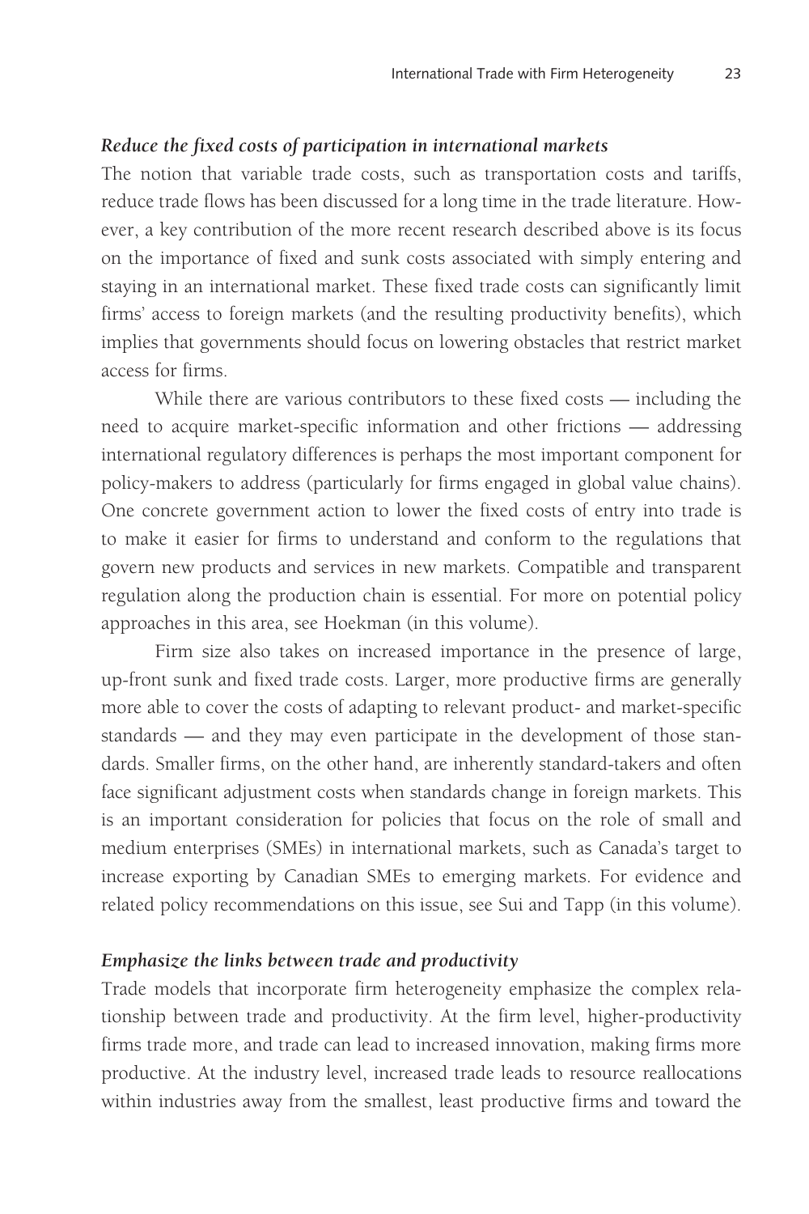### *Reduce the fixed costs of participation in international markets*

The notion that variable trade costs, such as transportation costs and tariffs, reduce trade flows has been discussed for a long time in the trade literature. However, a key contribution of the more recent research described above is its focus on the importance of fixed and sunk costs associated with simply entering and staying in an international market. These fixed trade costs can significantly limit firms' access to foreign markets (and the resulting productivity benefits), which implies that governments should focus on lowering obstacles that restrict market access for firms.

While there are various contributors to these fixed costs — including the need to acquire market-specific information and other frictions — addressing international regulatory differences is perhaps the most important component for policy-makers to address (particularly for firms engaged in global value chains). One concrete government action to lower the fixed costs of entry into trade is to make it easier for firms to understand and conform to the regulations that govern new products and services in new markets. Compatible and transparent regulation along the production chain is essential. For more on potential policy approaches in this area, see Hoekman (in this volume).

Firm size also takes on increased importance in the presence of large, up-front sunk and fixed trade costs. Larger, more productive firms are generally more able to cover the costs of adapting to relevant product- and market-specific standards — and they may even participate in the development of those standards. Smaller firms, on the other hand, are inherently standard-takers and often face significant adjustment costs when standards change in foreign markets. This is an important consideration for policies that focus on the role of small and medium enterprises (SMEs) in international markets, such as Canada's target to increase exporting by Canadian SMEs to emerging markets. For evidence and related policy recommendations on this issue, see Sui and Tapp (in this volume).

### *Emphasize the links between trade and productivity*

Trade models that incorporate firm heterogeneity emphasize the complex relationship between trade and productivity. At the firm level, higher-productivity firms trade more, and trade can lead to increased innovation, making firms more productive. At the industry level, increased trade leads to resource reallocations within industries away from the smallest, least productive firms and toward the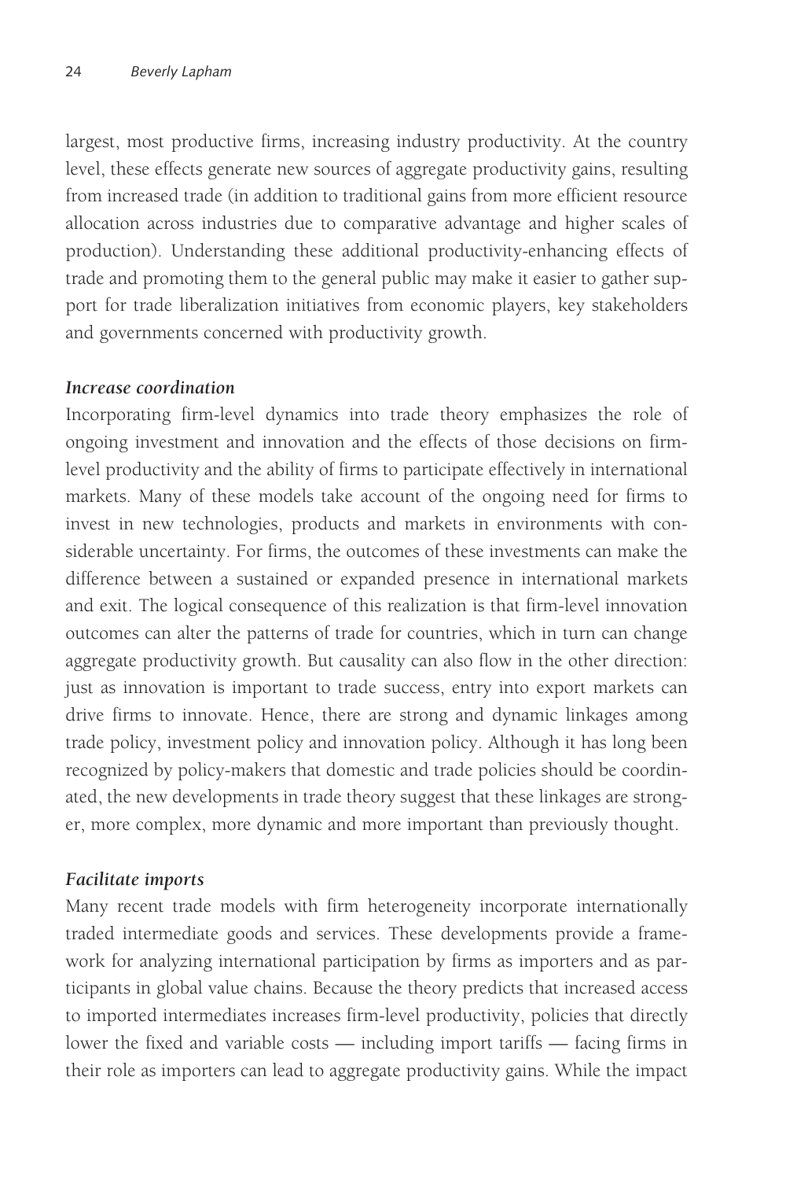largest, most productive firms, increasing industry productivity. At the country level, these effects generate new sources of aggregate productivity gains, resulting from increased trade (in addition to traditional gains from more efficient resource allocation across industries due to comparative advantage and higher scales of production). Understanding these additional productivity-enhancing effects of trade and promoting them to the general public may make it easier to gather support for trade liberalization initiatives from economic players, key stakeholders and governments concerned with productivity growth.

***Increase coordination***

Incorporating firm-level dynamics into trade theory emphasizes the role of ongoing investment and innovation and the effects of those decisions on firm-level productivity and the ability of firms to participate effectively in international markets. Many of these models take account of the ongoing need for firms to invest in new technologies, products and markets in environments with considerable uncertainty. For firms, the outcomes of these investments can make the difference between a sustained or expanded presence in international markets and exit. The logical consequence of this realization is that firm-level innovation outcomes can alter the patterns of trade for countries, which in turn can change aggregate productivity growth. But causality can also flow in the other direction: just as innovation is important to trade success, entry into export markets can drive firms to innovate. Hence, there are strong and dynamic linkages among trade policy, investment policy and innovation policy. Although it has long been recognized by policy-makers that domestic and trade policies should be coordinated, the new developments in trade theory suggest that these linkages are stronger, more complex, more dynamic and more important than previously thought.

***Facilitate imports***

Many recent trade models with firm heterogeneity incorporate internationally traded intermediate goods and services. These developments provide a framework for analyzing international participation by firms as importers and as participants in global value chains. Because the theory predicts that increased access to imported intermediates increases firm-level productivity, policies that directly lower the fixed and variable costs — including import tariffs — facing firms in their role as importers can lead to aggregate productivity gains. While the impact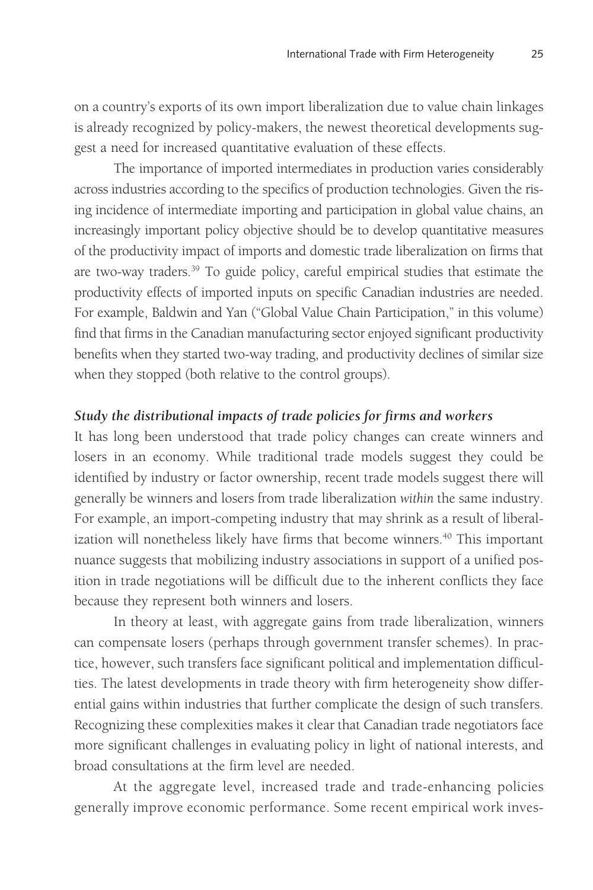on a country's exports of its own import liberalization due to value chain linkages is already recognized by policy-makers, the newest theoretical developments suggest a need for increased quantitative evaluation of these effects.

The importance of imported intermediates in production varies considerably across industries according to the specifics of production technologies. Given the rising incidence of intermediate importing and participation in global value chains, an increasingly important policy objective should be to develop quantitative measures of the productivity impact of imports and domestic trade liberalization on firms that are two-way traders.[39] To guide policy, careful empirical studies that estimate the productivity effects of imported inputs on specific Canadian industries are needed. For example, Baldwin and Yan ("Global Value Chain Participation," in this volume) find that firms in the Canadian manufacturing sector enjoyed significant productivity benefits when they started two-way trading, and productivity declines of similar size when they stopped (both relative to the control groups).

### *Study the distributional impacts of trade policies for firms and workers*

It has long been understood that trade policy changes can create winners and losers in an economy. While traditional trade models suggest they could be identified by industry or factor ownership, recent trade models suggest there will generally be winners and losers from trade liberalization *within* the same industry. For example, an import-competing industry that may shrink as a result of liberalization will nonetheless likely have firms that become winners.[40] This important nuance suggests that mobilizing industry associations in support of a unified position in trade negotiations will be difficult due to the inherent conflicts they face because they represent both winners and losers.

In theory at least, with aggregate gains from trade liberalization, winners can compensate losers (perhaps through government transfer schemes). In practice, however, such transfers face significant political and implementation difficulties. The latest developments in trade theory with firm heterogeneity show differential gains within industries that further complicate the design of such transfers. Recognizing these complexities makes it clear that Canadian trade negotiators face more significant challenges in evaluating policy in light of national interests, and broad consultations at the firm level are needed.

At the aggregate level, increased trade and trade-enhancing policies generally improve economic performance. Some recent empirical work inves-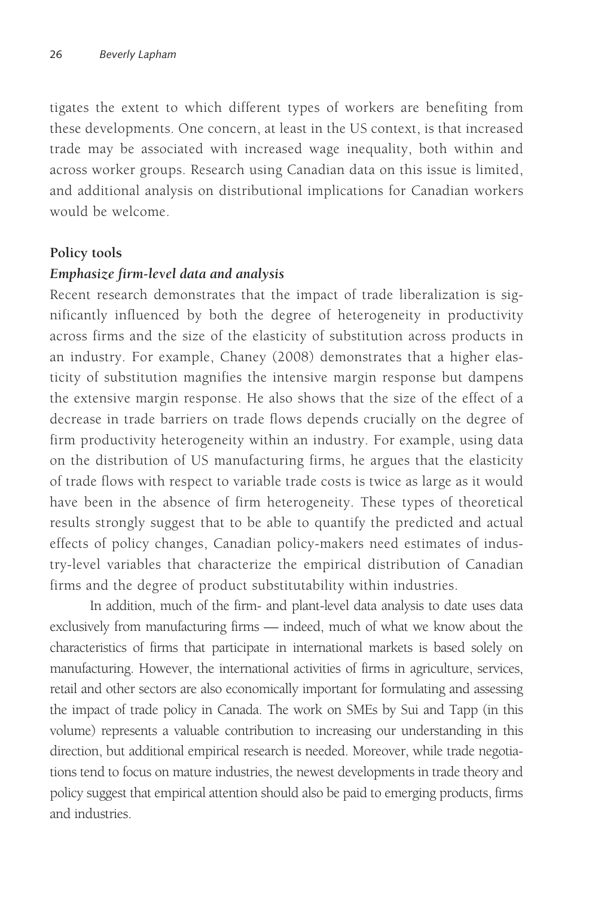tigates the extent to which different types of workers are benefiting from these developments. One concern, at least in the US context, is that increased trade may be associated with increased wage inequality, both within and across worker groups. Research using Canadian data on this issue is limited, and additional analysis on distributional implications for Canadian workers would be welcome.

**Policy tools**

***Emphasize firm-level data and analysis***

Recent research demonstrates that the impact of trade liberalization is significantly influenced by both the degree of heterogeneity in productivity across firms and the size of the elasticity of substitution across products in an industry. For example, Chaney (2008) demonstrates that a higher elasticity of substitution magnifies the intensive margin response but dampens the extensive margin response. He also shows that the size of the effect of a decrease in trade barriers on trade flows depends crucially on the degree of firm productivity heterogeneity within an industry. For example, using data on the distribution of US manufacturing firms, he argues that the elasticity of trade flows with respect to variable trade costs is twice as large as it would have been in the absence of firm heterogeneity. These types of theoretical results strongly suggest that to be able to quantify the predicted and actual effects of policy changes, Canadian policy-makers need estimates of industry-level variables that characterize the empirical distribution of Canadian firms and the degree of product substitutability within industries.

In addition, much of the firm- and plant-level data analysis to date uses data exclusively from manufacturing firms — indeed, much of what we know about the characteristics of firms that participate in international markets is based solely on manufacturing. However, the international activities of firms in agriculture, services, retail and other sectors are also economically important for formulating and assessing the impact of trade policy in Canada. The work on SMEs by Sui and Tapp (in this volume) represents a valuable contribution to increasing our understanding in this direction, but additional empirical research is needed. Moreover, while trade negotiations tend to focus on mature industries, the newest developments in trade theory and policy suggest that empirical attention should also be paid to emerging products, firms and industries.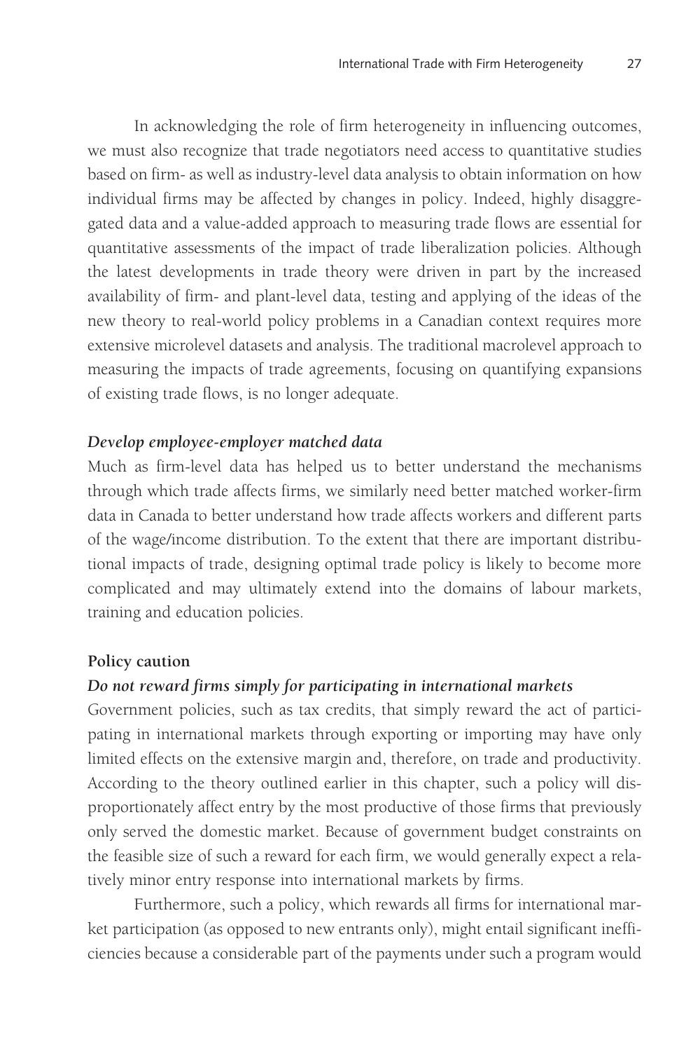In acknowledging the role of firm heterogeneity in influencing outcomes, we must also recognize that trade negotiators need access to quantitative studies based on firm- as well as industry-level data analysis to obtain information on how individual firms may be affected by changes in policy. Indeed, highly disaggregated data and a value-added approach to measuring trade flows are essential for quantitative assessments of the impact of trade liberalization policies. Although the latest developments in trade theory were driven in part by the increased availability of firm- and plant-level data, testing and applying of the ideas of the new theory to real-world policy problems in a Canadian context requires more extensive microlevel datasets and analysis. The traditional macrolevel approach to measuring the impacts of trade agreements, focusing on quantifying expansions of existing trade flows, is no longer adequate.

***Develop employee-employer matched data***

Much as firm-level data has helped us to better understand the mechanisms through which trade affects firms, we similarly need better matched worker-firm data in Canada to better understand how trade affects workers and different parts of the wage/income distribution. To the extent that there are important distributional impacts of trade, designing optimal trade policy is likely to become more complicated and may ultimately extend into the domains of labour markets, training and education policies.

**Policy caution**

***Do not reward firms simply for participating in international markets***

Government policies, such as tax credits, that simply reward the act of participating in international markets through exporting or importing may have only limited effects on the extensive margin and, therefore, on trade and productivity. According to the theory outlined earlier in this chapter, such a policy will disproportionately affect entry by the most productive of those firms that previously only served the domestic market. Because of government budget constraints on the feasible size of such a reward for each firm, we would generally expect a relatively minor entry response into international markets by firms.

Furthermore, such a policy, which rewards all firms for international market participation (as opposed to new entrants only), might entail significant inefficiencies because a considerable part of the payments under such a program would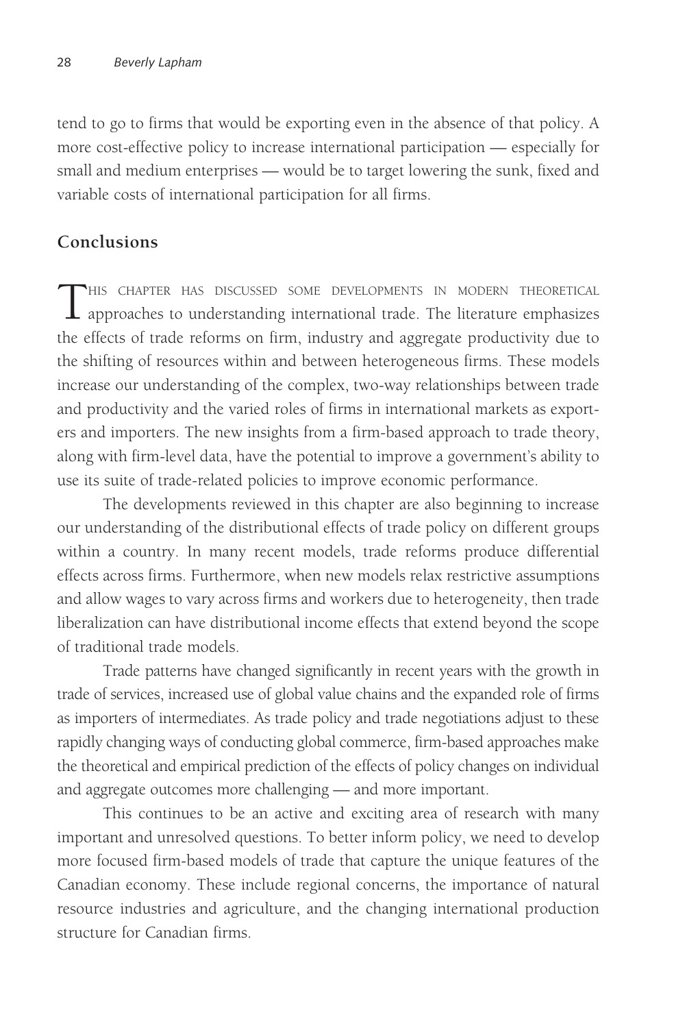tend to go to firms that would be exporting even in the absence of that policy. A more cost-effective policy to increase international participation — especially for small and medium enterprises — would be to target lowering the sunk, fixed and variable costs of international participation for all firms.

## Conclusions

This chapter has discussed some developments in modern theoretical approaches to understanding international trade. The literature emphasizes the effects of trade reforms on firm, industry and aggregate productivity due to the shifting of resources within and between heterogeneous firms. These models increase our understanding of the complex, two-way relationships between trade and productivity and the varied roles of firms in international markets as exporters and importers. The new insights from a firm-based approach to trade theory, along with firm-level data, have the potential to improve a government's ability to use its suite of trade-related policies to improve economic performance.

The developments reviewed in this chapter are also beginning to increase our understanding of the distributional effects of trade policy on different groups within a country. In many recent models, trade reforms produce differential effects across firms. Furthermore, when new models relax restrictive assumptions and allow wages to vary across firms and workers due to heterogeneity, then trade liberalization can have distributional income effects that extend beyond the scope of traditional trade models.

Trade patterns have changed significantly in recent years with the growth in trade of services, increased use of global value chains and the expanded role of firms as importers of intermediates. As trade policy and trade negotiations adjust to these rapidly changing ways of conducting global commerce, firm-based approaches make the theoretical and empirical prediction of the effects of policy changes on individual and aggregate outcomes more challenging — and more important.

This continues to be an active and exciting area of research with many important and unresolved questions. To better inform policy, we need to develop more focused firm-based models of trade that capture the unique features of the Canadian economy. These include regional concerns, the importance of natural resource industries and agriculture, and the changing international production structure for Canadian firms.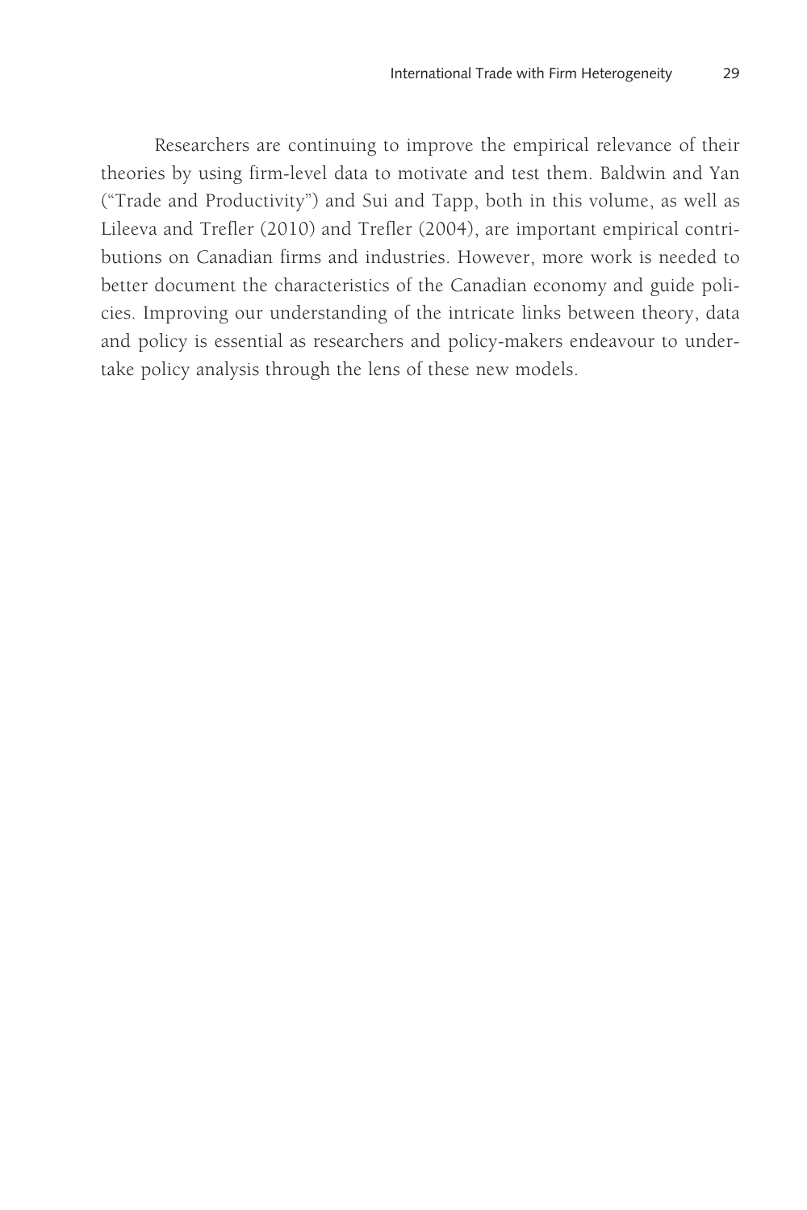Researchers are continuing to improve the empirical relevance of their theories by using firm-level data to motivate and test them. Baldwin and Yan ("Trade and Productivity") and Sui and Tapp, both in this volume, as well as Lileeva and Trefler (2010) and Trefler (2004), are important empirical contributions on Canadian firms and industries. However, more work is needed to better document the characteristics of the Canadian economy and guide policies. Improving our understanding of the intricate links between theory, data and policy is essential as researchers and policy-makers endeavour to undertake policy analysis through the lens of these new models.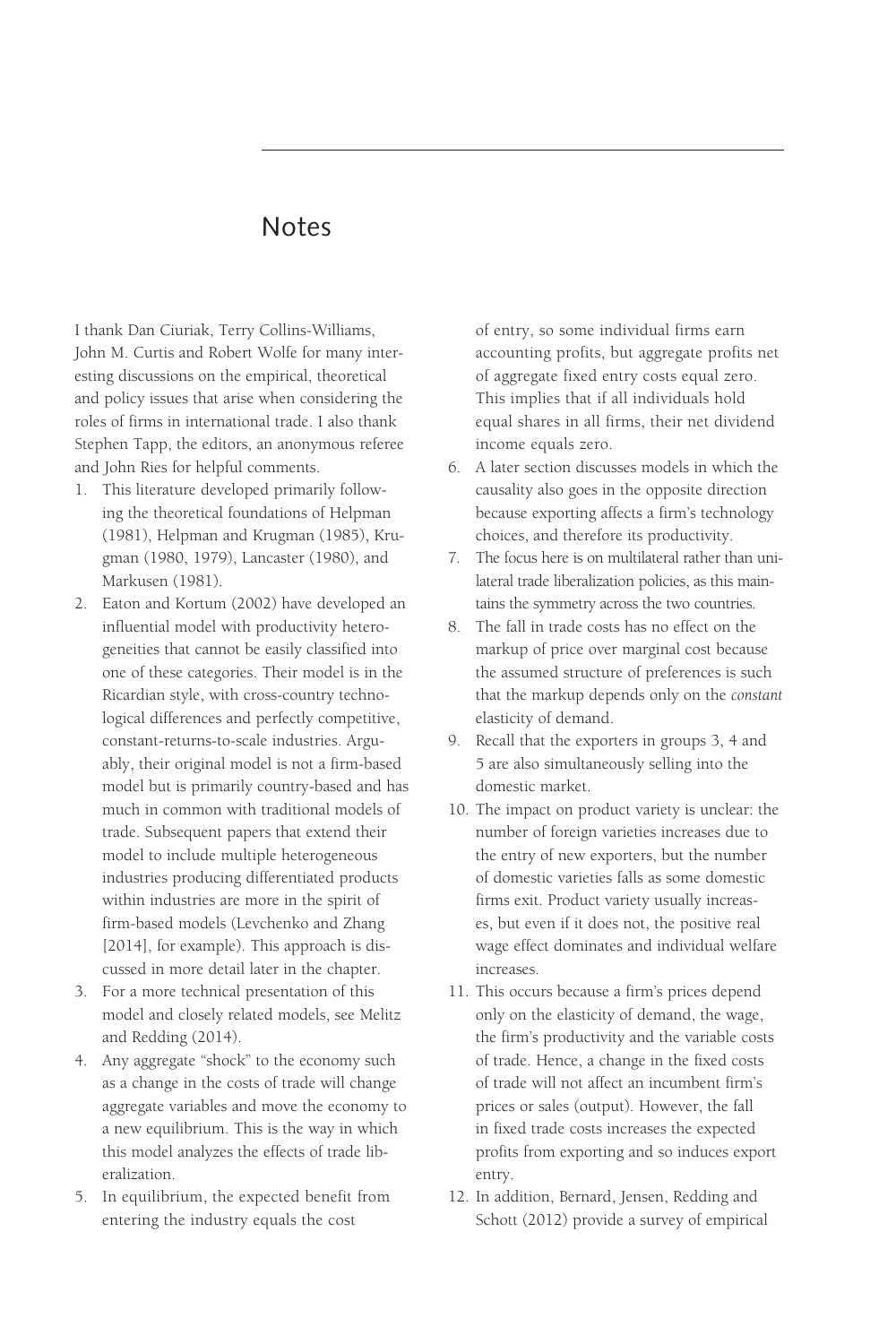## Notes

I thank Dan Ciuriak, Terry Collins-Williams, John M. Curtis and Robert Wolfe for many interesting discussions on the empirical, theoretical and policy issues that arise when considering the roles of firms in international trade. I also thank Stephen Tapp, the editors, an anonymous referee and John Ries for helpful comments.

1. This literature developed primarily following the theoretical foundations of Helpman (1981), Helpman and Krugman (1985), Krugman (1980, 1979), Lancaster (1980), and Markusen (1981).
2. Eaton and Kortum (2002) have developed an influential model with productivity heterogeneities that cannot be easily classified into one of these categories. Their model is in the Ricardian style, with cross-country technological differences and perfectly competitive, constant-returns-to-scale industries. Arguably, their original model is not a firm-based model but is primarily country-based and has much in common with traditional models of trade. Subsequent papers that extend their model to include multiple heterogeneous industries producing differentiated products within industries are more in the spirit of firm-based models (Levchenko and Zhang [2014], for example). This approach is discussed in more detail later in the chapter.
3. For a more technical presentation of this model and closely related models, see Melitz and Redding (2014).
4. Any aggregate "shock" to the economy such as a change in the costs of trade will change aggregate variables and move the economy to a new equilibrium. This is the way in which this model analyzes the effects of trade liberalization.
5. In equilibrium, the expected benefit from entering the industry equals the cost of entry, so some individual firms earn accounting profits, but aggregate profits net of aggregate fixed entry costs equal zero. This implies that if all individuals hold equal shares in all firms, their net dividend income equals zero.
6. A later section discusses models in which the causality also goes in the opposite direction because exporting affects a firm's technology choices, and therefore its productivity.
7. The focus here is on multilateral rather than unilateral trade liberalization policies, as this maintains the symmetry across the two countries.
8. The fall in trade costs has no effect on the markup of price over marginal cost because the assumed structure of preferences is such that the markup depends only on the *constant* elasticity of demand.
9. Recall that the exporters in groups 3, 4 and 5 are also simultaneously selling into the domestic market.
10. The impact on product variety is unclear: the number of foreign varieties increases due to the entry of new exporters, but the number of domestic varieties falls as some domestic firms exit. Product variety usually increases, but even if it does not, the positive real wage effect dominates and individual welfare increases.
11. This occurs because a firm's prices depend only on the elasticity of demand, the wage, the firm's productivity and the variable costs of trade. Hence, a change in the fixed costs of trade will not affect an incumbent firm's prices or sales (output). However, the fall in fixed trade costs increases the expected profits from exporting and so induces export entry.
12. In addition, Bernard, Jensen, Redding and Schott (2012) provide a survey of empirical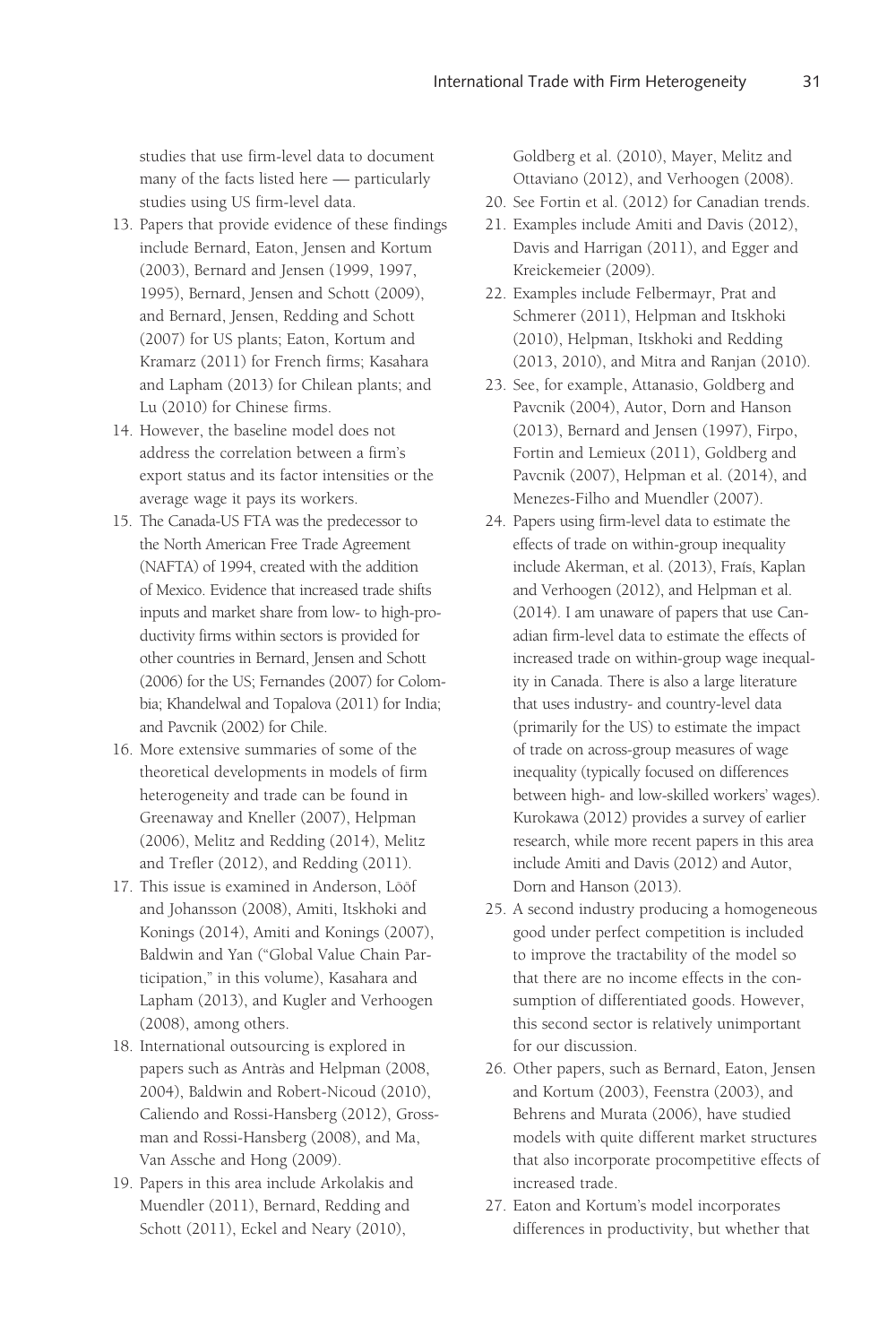studies that use firm-level data to document many of the facts listed here — particularly studies using US firm-level data.

13. Papers that provide evidence of these findings include Bernard, Eaton, Jensen and Kortum (2003), Bernard and Jensen (1999, 1997, 1995), Bernard, Jensen and Schott (2009), and Bernard, Jensen, Redding and Schott (2007) for US plants; Eaton, Kortum and Kramarz (2011) for French firms; Kasahara and Lapham (2013) for Chilean plants; and Lu (2010) for Chinese firms.
14. However, the baseline model does not address the correlation between a firm's export status and its factor intensities or the average wage it pays its workers.
15. The Canada-US FTA was the predecessor to the North American Free Trade Agreement (NAFTA) of 1994, created with the addition of Mexico. Evidence that increased trade shifts inputs and market share from low- to high-productivity firms within sectors is provided for other countries in Bernard, Jensen and Schott (2006) for the US; Fernandes (2007) for Colombia; Khandelwal and Topalova (2011) for India; and Pavcnik (2002) for Chile.
16. More extensive summaries of some of the theoretical developments in models of firm heterogeneity and trade can be found in Greenaway and Kneller (2007), Helpman (2006), Melitz and Redding (2014), Melitz and Trefler (2012), and Redding (2011).
17. This issue is examined in Anderson, Lööf and Johansson (2008), Amiti, Itskhoki and Konings (2014), Amiti and Konings (2007), Baldwin and Yan ("Global Value Chain Participation," in this volume), Kasahara and Lapham (2013), and Kugler and Verhoogen (2008), among others.
18. International outsourcing is explored in papers such as Antràs and Helpman (2008, 2004), Baldwin and Robert-Nicoud (2010), Caliendo and Rossi-Hansberg (2012), Grossman and Rossi-Hansberg (2008), and Ma, Van Assche and Hong (2009).
19. Papers in this area include Arkolakis and Muendler (2011), Bernard, Redding and Schott (2011), Eckel and Neary (2010), Goldberg et al. (2010), Mayer, Melitz and Ottaviano (2012), and Verhoogen (2008).
20. See Fortin et al. (2012) for Canadian trends.
21. Examples include Amiti and Davis (2012), Davis and Harrigan (2011), and Egger and Kreickemeier (2009).
22. Examples include Felbermayr, Prat and Schmerer (2011), Helpman and Itskhoki (2010), Helpman, Itskhoki and Redding (2013, 2010), and Mitra and Ranjan (2010).
23. See, for example, Attanasio, Goldberg and Pavcnik (2004), Autor, Dorn and Hanson (2013), Bernard and Jensen (1997), Firpo, Fortin and Lemieux (2011), Goldberg and Pavcnik (2007), Helpman et al. (2014), and Menezes-Filho and Muendler (2007).
24. Papers using firm-level data to estimate the effects of trade on within-group inequality include Akerman, et al. (2013), Fraís, Kaplan and Verhoogen (2012), and Helpman et al. (2014). I am unaware of papers that use Canadian firm-level data to estimate the effects of increased trade on within-group wage inequality in Canada. There is also a large literature that uses industry- and country-level data (primarily for the US) to estimate the impact of trade on across-group measures of wage inequality (typically focused on differences between high- and low-skilled workers' wages). Kurokawa (2012) provides a survey of earlier research, while more recent papers in this area include Amiti and Davis (2012) and Autor, Dorn and Hanson (2013).
25. A second industry producing a homogeneous good under perfect competition is included to improve the tractability of the model so that there are no income effects in the consumption of differentiated goods. However, this second sector is relatively unimportant for our discussion.
26. Other papers, such as Bernard, Eaton, Jensen and Kortum (2003), Feenstra (2003), and Behrens and Murata (2006), have studied models with quite different market structures that also incorporate procompetitive effects of increased trade.
27. Eaton and Kortum's model incorporates differences in productivity, but whether that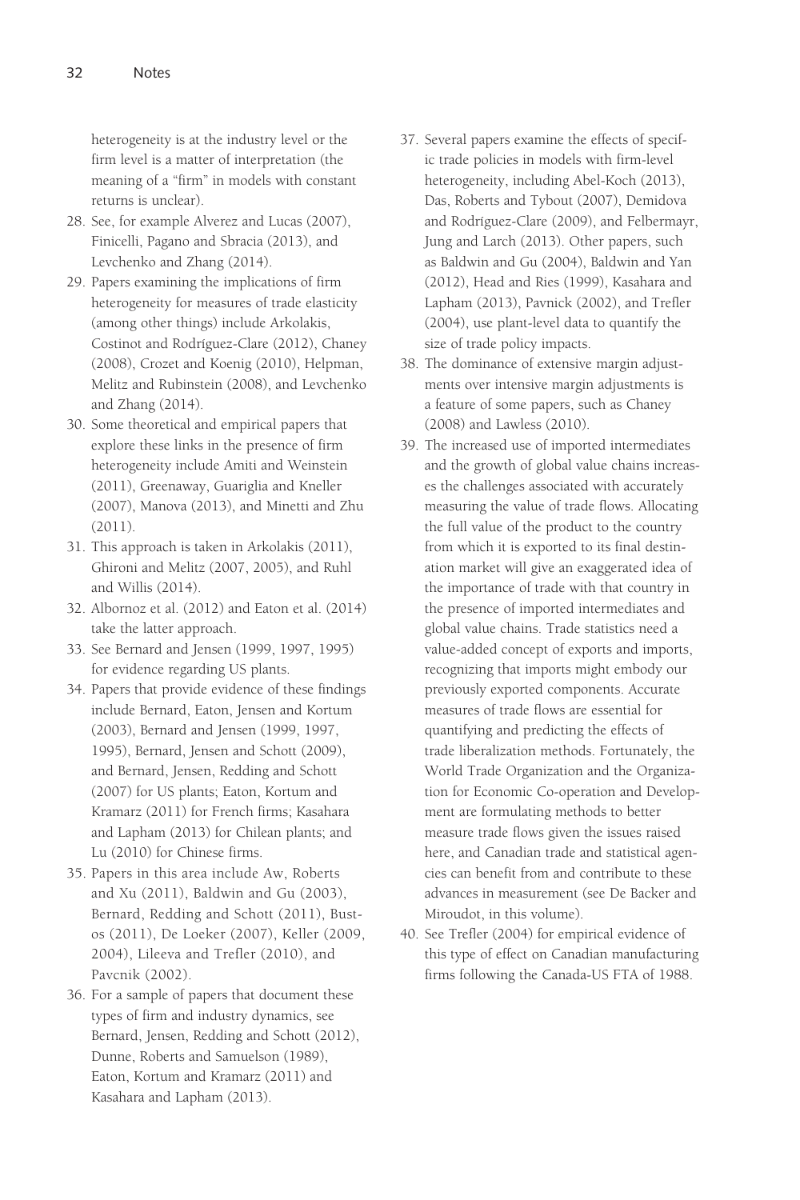heterogeneity is at the industry level or the firm level is a matter of interpretation (the meaning of a "firm" in models with constant returns is unclear).

28. See, for example Alverez and Lucas (2007), Finicelli, Pagano and Sbracia (2013), and Levchenko and Zhang (2014).
29. Papers examining the implications of firm heterogeneity for measures of trade elasticity (among other things) include Arkolakis, Costinot and Rodríguez-Clare (2012), Chaney (2008), Crozet and Koenig (2010), Helpman, Melitz and Rubinstein (2008), and Levchenko and Zhang (2014).
30. Some theoretical and empirical papers that explore these links in the presence of firm heterogeneity include Amiti and Weinstein (2011), Greenaway, Guariglia and Kneller (2007), Manova (2013), and Minetti and Zhu (2011).
31. This approach is taken in Arkolakis (2011), Ghironi and Melitz (2007, 2005), and Ruhl and Willis (2014).
32. Albornoz et al. (2012) and Eaton et al. (2014) take the latter approach.
33. See Bernard and Jensen (1999, 1997, 1995) for evidence regarding US plants.
34. Papers that provide evidence of these findings include Bernard, Eaton, Jensen and Kortum (2003), Bernard and Jensen (1999, 1997, 1995), Bernard, Jensen and Schott (2009), and Bernard, Jensen, Redding and Schott (2007) for US plants; Eaton, Kortum and Kramarz (2011) for French firms; Kasahara and Lapham (2013) for Chilean plants; and Lu (2010) for Chinese firms.
35. Papers in this area include Aw, Roberts and Xu (2011), Baldwin and Gu (2003), Bernard, Redding and Schott (2011), Bustos (2011), De Loeker (2007), Keller (2009, 2004), Lileeva and Trefler (2010), and Pavcnik (2002).
36. For a sample of papers that document these types of firm and industry dynamics, see Bernard, Jensen, Redding and Schott (2012), Dunne, Roberts and Samuelson (1989), Eaton, Kortum and Kramarz (2011) and Kasahara and Lapham (2013).
37. Several papers examine the effects of specific trade policies in models with firm-level heterogeneity, including Abel-Koch (2013), Das, Roberts and Tybout (2007), Demidova and Rodríguez-Clare (2009), and Felbermayr, Jung and Larch (2013). Other papers, such as Baldwin and Gu (2004), Baldwin and Yan (2012), Head and Ries (1999), Kasahara and Lapham (2013), Pavnick (2002), and Trefler (2004), use plant-level data to quantify the size of trade policy impacts.
38. The dominance of extensive margin adjustments over intensive margin adjustments is a feature of some papers, such as Chaney (2008) and Lawless (2010).
39. The increased use of imported intermediates and the growth of global value chains increases the challenges associated with accurately measuring the value of trade flows. Allocating the full value of the product to the country from which it is exported to its final destination market will give an exaggerated idea of the importance of trade with that country in the presence of imported intermediates and global value chains. Trade statistics need a value-added concept of exports and imports, recognizing that imports might embody our previously exported components. Accurate measures of trade flows are essential for quantifying and predicting the effects of trade liberalization methods. Fortunately, the World Trade Organization and the Organization for Economic Co-operation and Development are formulating methods to better measure trade flows given the issues raised here, and Canadian trade and statistical agencies can benefit from and contribute to these advances in measurement (see De Backer and Miroudot, in this volume).
40. See Trefler (2004) for empirical evidence of this type of effect on Canadian manufacturing firms following the Canada-US FTA of 1988.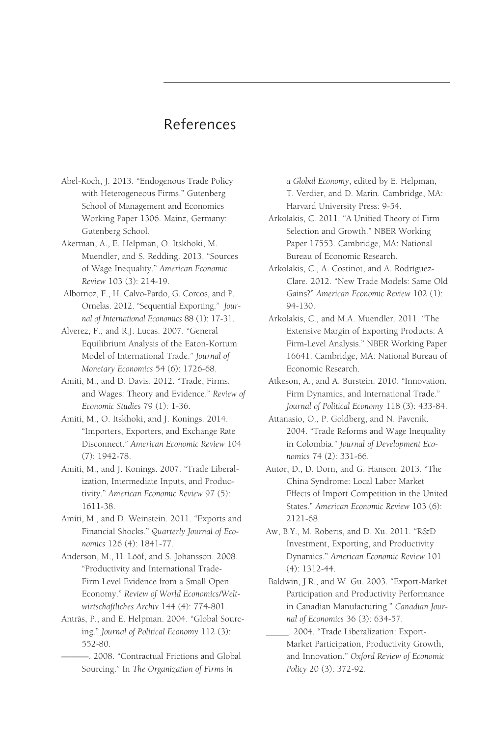# References

Abel-Koch, J. 2013. "Endogenous Trade Policy with Heterogeneous Firms." Gutenberg School of Management and Economics Working Paper 1306. Mainz, Germany: Gutenberg School.

Akerman, A., E. Helpman, O. Itskhoki, M. Muendler, and S. Redding. 2013. "Sources of Wage Inequality." *American Economic Review* 103 (3): 214-19.

Albornoz, F., H. Calvo-Pardo, G. Corcos, and P. Ornelas. 2012. "Sequential Exporting." *Journal of International Economics* 88 (1): 17-31.

Alverez, F., and R.J. Lucas. 2007. "General Equilibrium Analysis of the Eaton-Kortum Model of International Trade." *Journal of Monetary Economics* 54 (6): 1726-68.

Amiti, M., and D. Davis. 2012. "Trade, Firms, and Wages: Theory and Evidence." *Review of Economic Studies* 79 (1): 1-36.

Amiti, M., O. Itskhoki, and J. Konings. 2014. "Importers, Exporters, and Exchange Rate Disconnect." *American Economic Review* 104 (7): 1942-78.

Amiti, M., and J. Konings. 2007. "Trade Liberalization, Intermediate Inputs, and Productivity." *American Economic Review* 97 (5): 1611-38.

Amiti, M., and D. Weinstein. 2011. "Exports and Financial Shocks." *Quarterly Journal of Economics* 126 (4): 1841-77.

Anderson, M., H. Lööf, and S. Johansson. 2008. "Productivity and International Trade-Firm Level Evidence from a Small Open Economy." *Review of World Economics/Weltwirtschaftliches Archiv* 144 (4): 774-801.

Antràs, P., and E. Helpman. 2004. "Global Sourcing." *Journal of Political Economy* 112 (3): 552-80.

———. 2008. "Contractual Frictions and Global Sourcing." In *The Organization of Firms in a Global Economy*, edited by E. Helpman, T. Verdier, and D. Marin. Cambridge, MA: Harvard University Press: 9-54.

Arkolakis, C. 2011. "A Unified Theory of Firm Selection and Growth." NBER Working Paper 17553. Cambridge, MA: National Bureau of Economic Research.

Arkolakis, C., A. Costinot, and A. Rodríguez-Clare. 2012. "New Trade Models: Same Old Gains?" *American Economic Review* 102 (1): 94-130.

Arkolakis, C., and M.A. Muendler. 2011. "The Extensive Margin of Exporting Products: A Firm-Level Analysis." NBER Working Paper 16641. Cambridge, MA: National Bureau of Economic Research.

Atkeson, A., and A. Burstein. 2010. "Innovation, Firm Dynamics, and International Trade." *Journal of Political Economy* 118 (3): 433-84.

Attanasio, O., P. Goldberg, and N. Pavcnik. 2004. "Trade Reforms and Wage Inequality in Colombia." *Journal of Development Economics* 74 (2): 331-66.

Autor, D., D. Dorn, and G. Hanson. 2013. "The China Syndrome: Local Labor Market Effects of Import Competition in the United States." *American Economic Review* 103 (6): 2121-68.

Aw, B.Y., M. Roberts, and D. Xu. 2011. "R&D Investment, Exporting, and Productivity Dynamics." *American Economic Review* 101 (4): 1312-44.

Baldwin, J.R., and W. Gu. 2003. "Export-Market Participation and Productivity Performance in Canadian Manufacturing." *Canadian Journal of Economics* 36 (3): 634-57.

_____. 2004. "Trade Liberalization: Export-Market Participation, Productivity Growth, and Innovation." *Oxford Review of Economic Policy* 20 (3): 372-92.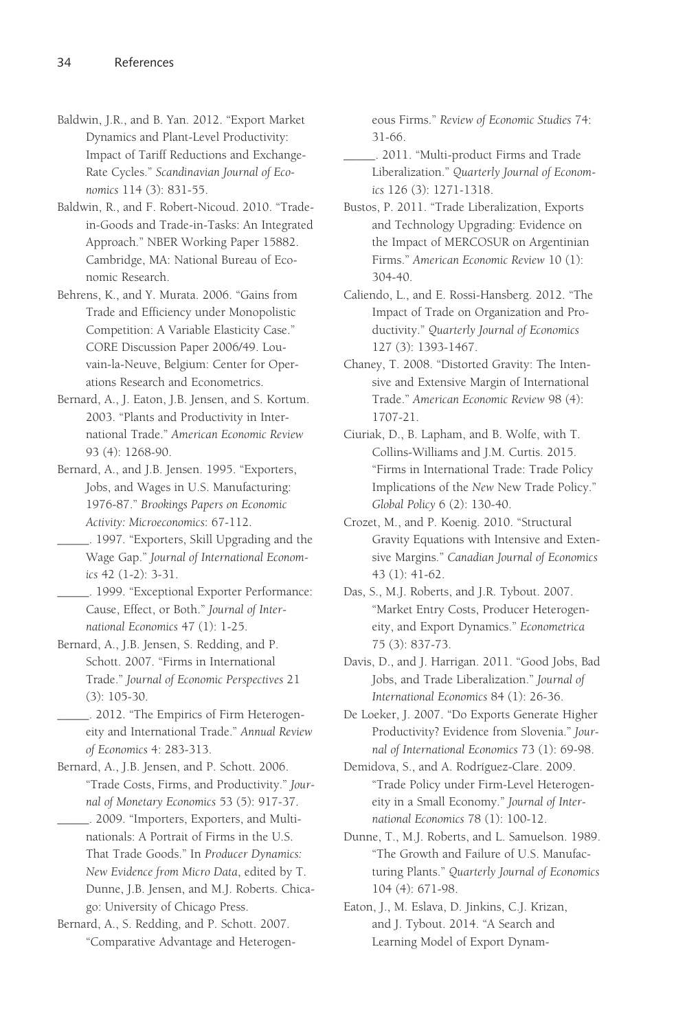Baldwin, J.R., and B. Yan. 2012. "Export Market Dynamics and Plant-Level Productivity: Impact of Tariff Reductions and Exchange-Rate Cycles." *Scandinavian Journal of Economics* 114 (3): 831-55.

Baldwin, R., and F. Robert-Nicoud. 2010. "Trade-in-Goods and Trade-in-Tasks: An Integrated Approach." NBER Working Paper 15882. Cambridge, MA: National Bureau of Economic Research.

Behrens, K., and Y. Murata. 2006. "Gains from Trade and Efficiency under Monopolistic Competition: A Variable Elasticity Case." CORE Discussion Paper 2006/49. Louvain-la-Neuve, Belgium: Center for Operations Research and Econometrics.

Bernard, A., J. Eaton, J.B. Jensen, and S. Kortum. 2003. "Plants and Productivity in International Trade." *American Economic Review* 93 (4): 1268-90.

Bernard, A., and J.B. Jensen. 1995. "Exporters, Jobs, and Wages in U.S. Manufacturing: 1976-87." *Brookings Papers on Economic Activity: Microeconomics*: 67-112.

_____. 1997. "Exporters, Skill Upgrading and the Wage Gap." *Journal of International Economics* 42 (1-2): 3-31.

_____. 1999. "Exceptional Exporter Performance: Cause, Effect, or Both." *Journal of International Economics* 47 (1): 1-25.

Bernard, A., J.B. Jensen, S. Redding, and P. Schott. 2007. "Firms in International Trade." *Journal of Economic Perspectives* 21 (3): 105-30.

_____. 2012. "The Empirics of Firm Heterogeneity and International Trade." *Annual Review of Economics* 4: 283-313.

Bernard, A., J.B. Jensen, and P. Schott. 2006. "Trade Costs, Firms, and Productivity." *Journal of Monetary Economics* 53 (5): 917-37.

_____. 2009. "Importers, Exporters, and Multinationals: A Portrait of Firms in the U.S. That Trade Goods." In *Producer Dynamics: New Evidence from Micro Data*, edited by T. Dunne, J.B. Jensen, and M.J. Roberts. Chicago: University of Chicago Press.

Bernard, A., S. Redding, and P. Schott. 2007. "Comparative Advantage and Heterogeneous Firms." *Review of Economic Studies* 74: 31-66.

_____. 2011. "Multi-product Firms and Trade Liberalization." *Quarterly Journal of Economics* 126 (3): 1271-1318.

Bustos, P. 2011. "Trade Liberalization, Exports and Technology Upgrading: Evidence on the Impact of MERCOSUR on Argentinian Firms." *American Economic Review* 10 (1): 304-40.

Caliendo, L., and E. Rossi-Hansberg. 2012. "The Impact of Trade on Organization and Productivity." *Quarterly Journal of Economics* 127 (3): 1393-1467.

Chaney, T. 2008. "Distorted Gravity: The Intensive and Extensive Margin of International Trade." *American Economic Review* 98 (4): 1707-21.

Ciuriak, D., B. Lapham, and B. Wolfe, with T. Collins-Williams and J.M. Curtis. 2015. "Firms in International Trade: Trade Policy Implications of the *New* New Trade Policy." *Global Policy* 6 (2): 130-40.

Crozet, M., and P. Koenig. 2010. "Structural Gravity Equations with Intensive and Extensive Margins." *Canadian Journal of Economics* 43 (1): 41-62.

Das, S., M.J. Roberts, and J.R. Tybout. 2007. "Market Entry Costs, Producer Heterogeneity, and Export Dynamics." *Econometrica* 75 (3): 837-73.

Davis, D., and J. Harrigan. 2011. "Good Jobs, Bad Jobs, and Trade Liberalization." *Journal of International Economics* 84 (1): 26-36.

De Loeker, J. 2007. "Do Exports Generate Higher Productivity? Evidence from Slovenia." *Journal of International Economics* 73 (1): 69-98.

Demidova, S., and A. Rodríguez-Clare. 2009. "Trade Policy under Firm-Level Heterogeneity in a Small Economy." *Journal of International Economics* 78 (1): 100-12.

Dunne, T., M.J. Roberts, and L. Samuelson. 1989. "The Growth and Failure of U.S. Manufacturing Plants." *Quarterly Journal of Economics* 104 (4): 671-98.

Eaton, J., M. Eslava, D. Jinkins, C.J. Krizan, and J. Tybout. 2014. "A Search and Learning Model of Export Dynam-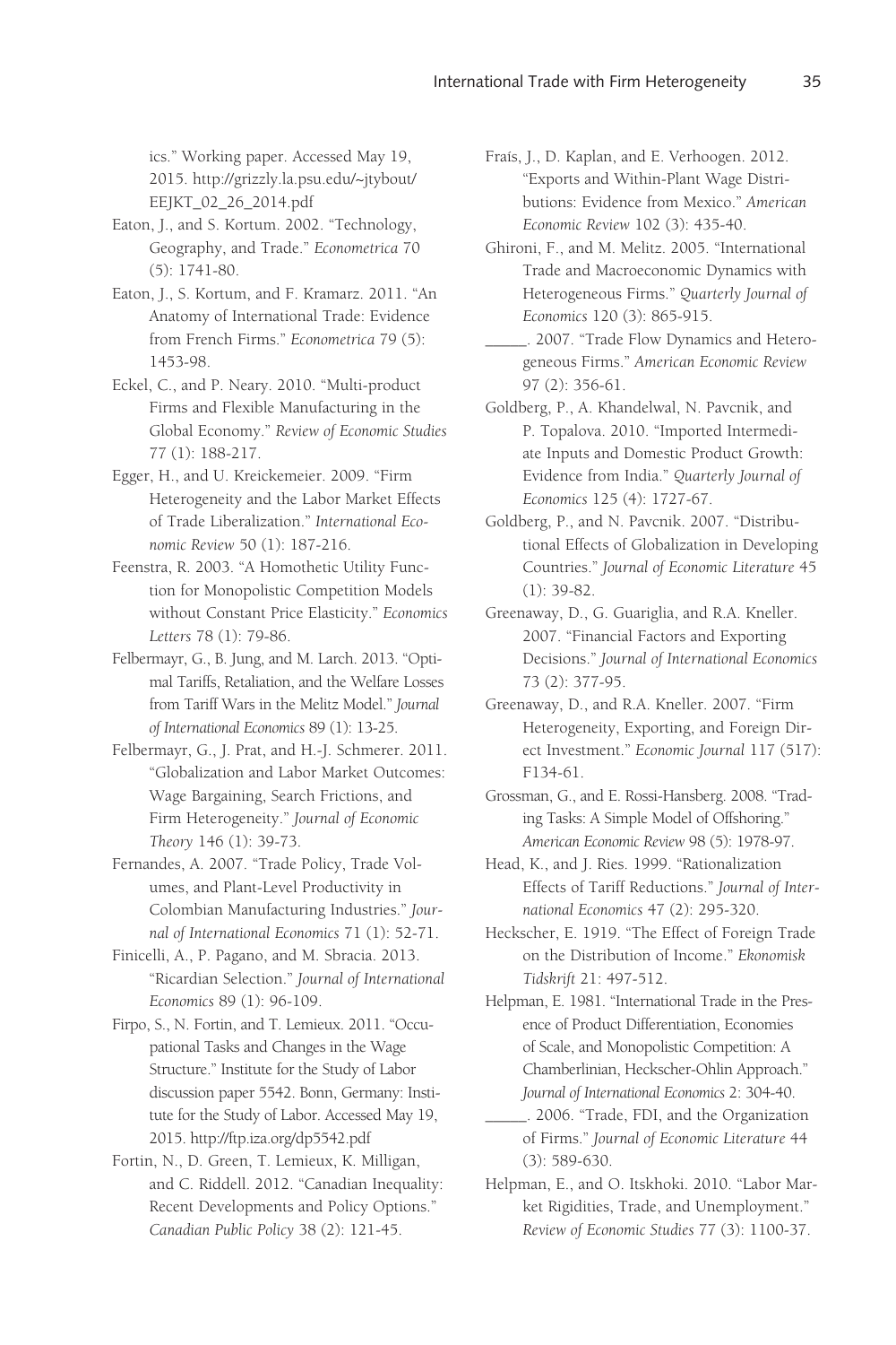ics." Working paper. Accessed May 19, 2015. http://grizzly.la.psu.edu/~jtybout/EEJKT_02_26_2014.pdf

Eaton, J., and S. Kortum. 2002. "Technology, Geography, and Trade." *Econometrica* 70 (5): 1741-80.

Eaton, J., S. Kortum, and F. Kramarz. 2011. "An Anatomy of International Trade: Evidence from French Firms." *Econometrica* 79 (5): 1453-98.

Eckel, C., and P. Neary. 2010. "Multi-product Firms and Flexible Manufacturing in the Global Economy." *Review of Economic Studies* 77 (1): 188-217.

Egger, H., and U. Kreickemeier. 2009. "Firm Heterogeneity and the Labor Market Effects of Trade Liberalization." *International Economic Review* 50 (1): 187-216.

Feenstra, R. 2003. "A Homothetic Utility Function for Monopolistic Competition Models without Constant Price Elasticity." *Economics Letters* 78 (1): 79-86.

Felbermayr, G., B. Jung, and M. Larch. 2013. "Optimal Tariffs, Retaliation, and the Welfare Losses from Tariff Wars in the Melitz Model." *Journal of International Economics* 89 (1): 13-25.

Felbermayr, G., J. Prat, and H.-J. Schmerer. 2011. "Globalization and Labor Market Outcomes: Wage Bargaining, Search Frictions, and Firm Heterogeneity." *Journal of Economic Theory* 146 (1): 39-73.

Fernandes, A. 2007. "Trade Policy, Trade Volumes, and Plant-Level Productivity in Colombian Manufacturing Industries." *Journal of International Economics* 71 (1): 52-71.

Finicelli, A., P. Pagano, and M. Sbracia. 2013. "Ricardian Selection." *Journal of International Economics* 89 (1): 96-109.

Firpo, S., N. Fortin, and T. Lemieux. 2011. "Occupational Tasks and Changes in the Wage Structure." Institute for the Study of Labor discussion paper 5542. Bonn, Germany: Institute for the Study of Labor. Accessed May 19, 2015. http://ftp.iza.org/dp5542.pdf

Fortin, N., D. Green, T. Lemieux, K. Milligan, and C. Riddell. 2012. "Canadian Inequality: Recent Developments and Policy Options." *Canadian Public Policy* 38 (2): 121-45.

Fraís, J., D. Kaplan, and E. Verhoogen. 2012. "Exports and Within-Plant Wage Distributions: Evidence from Mexico." *American Economic Review* 102 (3): 435-40.

Ghironi, F., and M. Melitz. 2005. "International Trade and Macroeconomic Dynamics with Heterogeneous Firms." *Quarterly Journal of Economics* 120 (3): 865-915.

\_\_\_\_\_. 2007. "Trade Flow Dynamics and Heterogeneous Firms." *American Economic Review* 97 (2): 356-61.

Goldberg, P., A. Khandelwal, N. Pavcnik, and P. Topalova. 2010. "Imported Intermediate Inputs and Domestic Product Growth: Evidence from India." *Quarterly Journal of Economics* 125 (4): 1727-67.

Goldberg, P., and N. Pavcnik. 2007. "Distributional Effects of Globalization in Developing Countries." *Journal of Economic Literature* 45 (1): 39-82.

Greenaway, D., G. Guariglia, and R.A. Kneller. 2007. "Financial Factors and Exporting Decisions." *Journal of International Economics* 73 (2): 377-95.

Greenaway, D., and R.A. Kneller. 2007. "Firm Heterogeneity, Exporting, and Foreign Direct Investment." *Economic Journal* 117 (517): F134-61.

Grossman, G., and E. Rossi-Hansberg. 2008. "Trading Tasks: A Simple Model of Offshoring." *American Economic Review* 98 (5): 1978-97.

Head, K., and J. Ries. 1999. "Rationalization Effects of Tariff Reductions." *Journal of International Economics* 47 (2): 295-320.

Heckscher, E. 1919. "The Effect of Foreign Trade on the Distribution of Income." *Ekonomisk Tidskrift* 21: 497-512.

Helpman, E. 1981. "International Trade in the Presence of Product Differentiation, Economies of Scale, and Monopolistic Competition: A Chamberlinian, Heckscher-Ohlin Approach." *Journal of International Economics* 2: 304-40.

\_\_\_\_\_. 2006. "Trade, FDI, and the Organization of Firms." *Journal of Economic Literature* 44 (3): 589-630.

Helpman, E., and O. Itskhoki. 2010. "Labor Market Rigidities, Trade, and Unemployment." *Review of Economic Studies* 77 (3): 1100-37.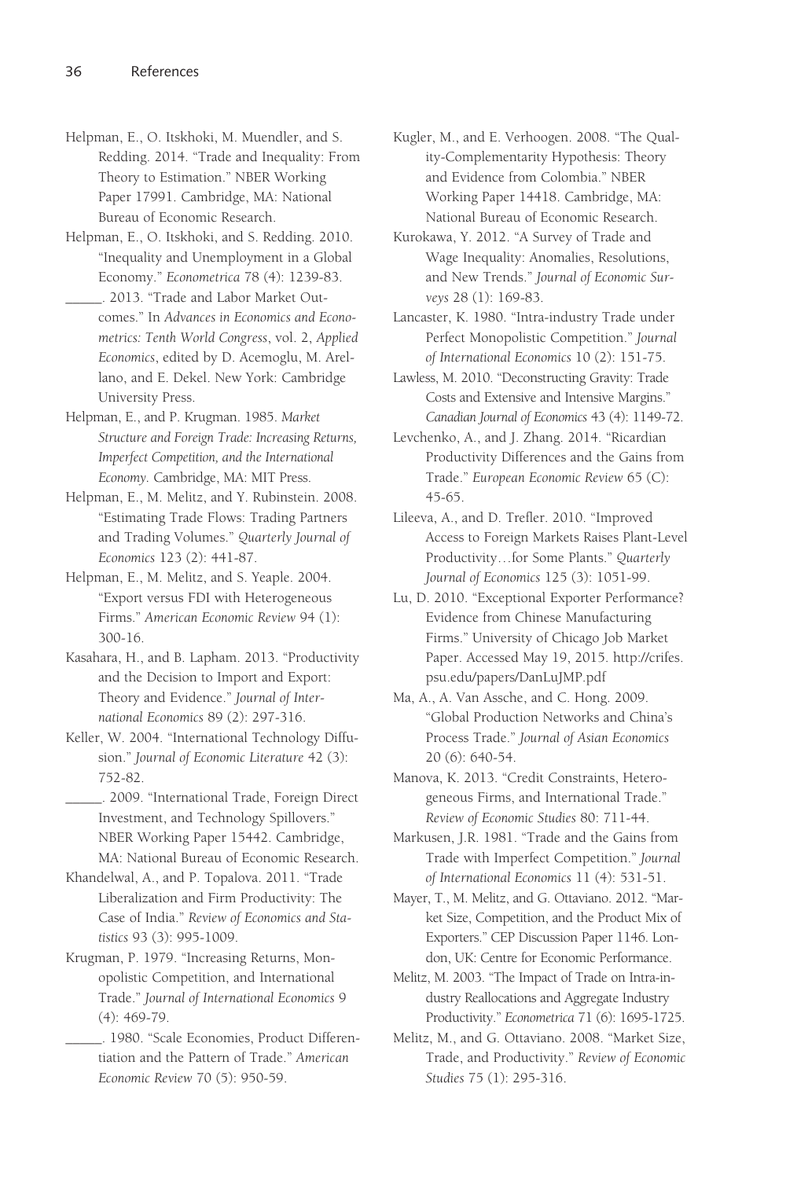Helpman, E., O. Itskhoki, M. Muendler, and S. Redding. 2014. "Trade and Inequality: From Theory to Estimation." NBER Working Paper 17991. Cambridge, MA: National Bureau of Economic Research.

Helpman, E., O. Itskhoki, and S. Redding. 2010. "Inequality and Unemployment in a Global Economy." *Econometrica* 78 (4): 1239-83.

_____. 2013. "Trade and Labor Market Outcomes." In *Advances in Economics and Econometrics: Tenth World Congress*, vol. 2, *Applied Economics*, edited by D. Acemoglu, M. Arellano, and E. Dekel. New York: Cambridge University Press.

Helpman, E., and P. Krugman. 1985. *Market Structure and Foreign Trade: Increasing Returns, Imperfect Competition, and the International Economy*. Cambridge, MA: MIT Press.

Helpman, E., M. Melitz, and Y. Rubinstein. 2008. "Estimating Trade Flows: Trading Partners and Trading Volumes." *Quarterly Journal of Economics* 123 (2): 441-87.

Helpman, E., M. Melitz, and S. Yeaple. 2004. "Export versus FDI with Heterogeneous Firms." *American Economic Review* 94 (1): 300-16.

Kasahara, H., and B. Lapham. 2013. "Productivity and the Decision to Import and Export: Theory and Evidence." *Journal of International Economics* 89 (2): 297-316.

Keller, W. 2004. "International Technology Diffusion." *Journal of Economic Literature* 42 (3): 752-82.

_____. 2009. "International Trade, Foreign Direct Investment, and Technology Spillovers." NBER Working Paper 15442. Cambridge, MA: National Bureau of Economic Research.

Khandelwal, A., and P. Topalova. 2011. "Trade Liberalization and Firm Productivity: The Case of India." *Review of Economics and Statistics* 93 (3): 995-1009.

Krugman, P. 1979. "Increasing Returns, Monopolistic Competition, and International Trade." *Journal of International Economics* 9 (4): 469-79.

_____. 1980. "Scale Economies, Product Differentiation and the Pattern of Trade." *American Economic Review* 70 (5): 950-59.

Kugler, M., and E. Verhoogen. 2008. "The Quality-Complementarity Hypothesis: Theory and Evidence from Colombia." NBER Working Paper 14418. Cambridge, MA: National Bureau of Economic Research.

Kurokawa, Y. 2012. "A Survey of Trade and Wage Inequality: Anomalies, Resolutions, and New Trends." *Journal of Economic Surveys* 28 (1): 169-83.

Lancaster, K. 1980. "Intra-industry Trade under Perfect Monopolistic Competition." *Journal of International Economics* 10 (2): 151-75.

Lawless, M. 2010. "Deconstructing Gravity: Trade Costs and Extensive and Intensive Margins." *Canadian Journal of Economics* 43 (4): 1149-72.

Levchenko, A., and J. Zhang. 2014. "Ricardian Productivity Differences and the Gains from Trade." *European Economic Review* 65 (C): 45-65.

Lileeva, A., and D. Trefler. 2010. "Improved Access to Foreign Markets Raises Plant-Level Productivity…for Some Plants." *Quarterly Journal of Economics* 125 (3): 1051-99.

Lu, D. 2010. "Exceptional Exporter Performance? Evidence from Chinese Manufacturing Firms." University of Chicago Job Market Paper. Accessed May 19, 2015. http://crifes.psu.edu/papers/DanLuJMP.pdf

Ma, A., A. Van Assche, and C. Hong. 2009. "Global Production Networks and China's Process Trade." *Journal of Asian Economics* 20 (6): 640-54.

Manova, K. 2013. "Credit Constraints, Heterogeneous Firms, and International Trade." *Review of Economic Studies* 80: 711-44.

Markusen, J.R. 1981. "Trade and the Gains from Trade with Imperfect Competition." *Journal of International Economics* 11 (4): 531-51.

Mayer, T., M. Melitz, and G. Ottaviano. 2012. "Market Size, Competition, and the Product Mix of Exporters." CEP Discussion Paper 1146. London, UK: Centre for Economic Performance.

Melitz, M. 2003. "The Impact of Trade on Intra-industry Reallocations and Aggregate Industry Productivity." *Econometrica* 71 (6): 1695-1725.

Melitz, M., and G. Ottaviano. 2008. "Market Size, Trade, and Productivity." *Review of Economic Studies* 75 (1): 295-316.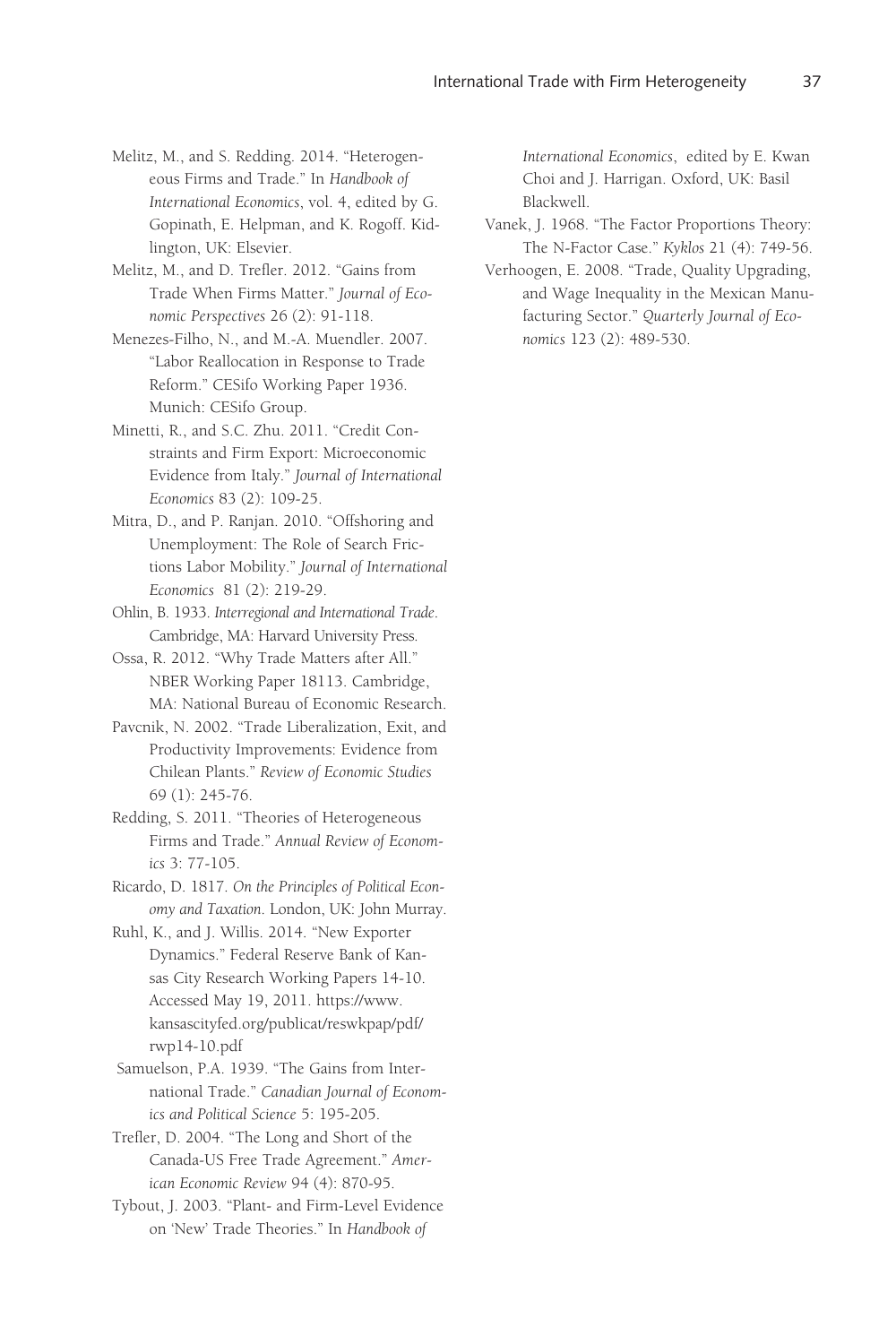Melitz, M., and S. Redding. 2014. "Heterogeneous Firms and Trade." In *Handbook of International Economics*, vol. 4, edited by G. Gopinath, E. Helpman, and K. Rogoff. Kidlington, UK: Elsevier.

Melitz, M., and D. Trefler. 2012. "Gains from Trade When Firms Matter." *Journal of Economic Perspectives* 26 (2): 91-118.

Menezes-Filho, N., and M.-A. Muendler. 2007. "Labor Reallocation in Response to Trade Reform." CESifo Working Paper 1936. Munich: CESifo Group.

Minetti, R., and S.C. Zhu. 2011. "Credit Constraints and Firm Export: Microeconomic Evidence from Italy." *Journal of International Economics* 83 (2): 109-25.

Mitra, D., and P. Ranjan. 2010. "Offshoring and Unemployment: The Role of Search Frictions Labor Mobility." *Journal of International Economics* 81 (2): 219-29.

Ohlin, B. 1933. *Interregional and International Trade*. Cambridge, MA: Harvard University Press.

Ossa, R. 2012. "Why Trade Matters after All." NBER Working Paper 18113. Cambridge, MA: National Bureau of Economic Research.

Pavcnik, N. 2002. "Trade Liberalization, Exit, and Productivity Improvements: Evidence from Chilean Plants." *Review of Economic Studies* 69 (1): 245-76.

Redding, S. 2011. "Theories of Heterogeneous Firms and Trade." *Annual Review of Economics* 3: 77-105.

Ricardo, D. 1817. *On the Principles of Political Economy and Taxation*. London, UK: John Murray.

Ruhl, K., and J. Willis. 2014. "New Exporter Dynamics." Federal Reserve Bank of Kansas City Research Working Papers 14-10. Accessed May 19, 2011. https://www.kansascityfed.org/publicat/reswkpap/pdf/rwp14-10.pdf

Samuelson, P.A. 1939. "The Gains from International Trade." *Canadian Journal of Economics and Political Science* 5: 195-205.

Trefler, D. 2004. "The Long and Short of the Canada-US Free Trade Agreement." *American Economic Review* 94 (4): 870-95.

Tybout, J. 2003. "Plant- and Firm-Level Evidence on 'New' Trade Theories." In *Handbook of International Economics*, edited by E. Kwan Choi and J. Harrigan. Oxford, UK: Basil Blackwell.

Vanek, J. 1968. "The Factor Proportions Theory: The N-Factor Case." *Kyklos* 21 (4): 749-56.

Verhoogen, E. 2008. "Trade, Quality Upgrading, and Wage Inequality in the Mexican Manufacturing Sector." *Quarterly Journal of Economics* 123 (2): 489-530.